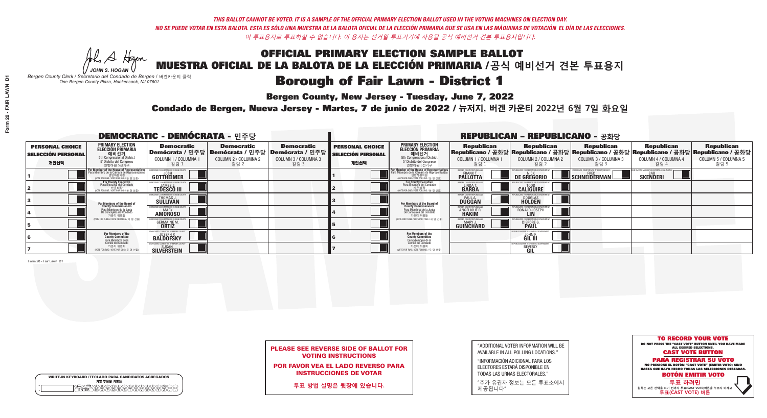*THIS BALLOT CANNOT BE VOTED. IT IS A SAMPLE OF THE OFFICIAL PRIMARY ELECTION BALLOT USED IN THE VOTING MACHINES ON ELECTION DAY.*
*NO SE PUEDE VOTAR EN ESTA BALOTA. ESTA ES SÓLO UNA MUESTRA DE LA BALOTA OFICIAL DE LA ELECCIÓN PRIMARIA QUE SE USA EN LAS MÁQUINAS DE VOTACIÓN EL DÍA DE LAS ELECCIONES.*
*이 투표용지로 투표하실 수 없습니다. 이 용지는 선거일 투표기기에 사용될 공식 예비선거 견본 투표용지입니다.*

JOHN S. HOGAN
*Bergen County Clerk / Secretario del Condado de Bergen / 버겐카운티 클럭*
*One Bergen County Plaza, Hackensack, NJ 07601*

# OFFICIAL PRIMARY ELECTION SAMPLE BALLOT
# MUESTRA OFICIAL DE LA BALOTA DE LA ELECCIÓN PRIMARIA /공식 예비선거 견본 투표용지

## Borough of Fair Lawn - District 1

**Bergen County, New Jersey - Tuesday, June 7, 2022**

**Condado de Bergen, Nueva Jersey - Martes, 7 de junio de 2022 / 뉴저지, 버겐 카운티 2022년 6월 7일 화요일**

### DEMOCRATIC - DEMÓCRATA - 민주당

| PERSONAL CHOICE / SELECCIÓN PERSONAL / 개인선택 | PRIMARY ELECTION / ELECCIÓN PRIMARIA / 예비선거 / 5th Congressional District / 5° Distrito del Congreso / 연방하원 5선거구 | Democratic / Demócrata / 민주당 COLUMN 1 / COLUMNA 1 / 칼럼 1 | Democratic / Demócrata / 민주당 COLUMN 2 / COLUMNA 2 / 칼럼 2 | Democratic / Demócrata / 민주당 COLUMN 3 / COLUMNA 3 / 칼럼 3 |
|---|---|---|---|---|
| 1 | For Member of the House of Representatives / Para Miembro de la Cámara de Representantes / 연방하원의원 (VOTE FOR ONE / VOTE POR UNO / 한 명 선출) | JOSH GOTTHEIMER | | |
| 2 | For County Executive / Para Ejecutivo del Condado / 카운티장 (VOTE FOR ONE / VOTE POR UNO / 한 명 선출) | JAMES J. TEDESCO III | | |
| 3 | For Members of the Board of County Commissioners / Para Miembros de la Junta De Concejales del Condado / 카운티 위원들 (VOTE FOR THREE / VOTE POR TRES / 세 명 선출) | THOMAS J. SULLIVAN | | |
| 4 | | MARY AMOROSO | | |
| 5 | | GERMAINE M. ORTIZ | | |
| 6 | For Members of the County Committee / Para Miembros de la Comité del Condado / 카운티 위원회 (VOTE FOR TWO / VOTE POR DOS / 두 명 선출) | JOSEPH P. BALDOFSKY | | |
| 7 | | SUSAN SILVERSTEIN | | |

### REPUBLICAN - REPUBLICANO - 공화당

| PERSONAL CHOICE / SELECCIÓN PERSONAL / 개인선택 | PRIMARY ELECTION / ELECCIÓN PRIMARIA / 예비선거 / 5th Congressional District / 5° Distrito del Congreso / 연방하원 5선거구 | Republican / Republicano / 공화당 COLUMN 1 / COLUMNA 1 / 칼럼 1 | Republican / Republicano / 공화당 COLUMN 2 / COLUMNA 2 / 칼럼 2 | Republican / Republicano / 공화당 COLUMN 3 / COLUMNA 3 / 칼럼 3 | Republican / Republicano / 공화당 COLUMN 4 / COLUMNA 4 / 칼럼 4 | Republican / Republicano / 공화당 COLUMN 5 / COLUMNA 5 / 칼럼 5 |
|---|---|---|---|---|---|---|
| 1 | For Member of the House of Representatives / Para Miembro de la Cámara de Representantes / 연방하원의원 (VOTE FOR ONE / VOTE POR UNO / 한 명 선출) | FRANK T. PALLOTTA | NICK DE GREGORIO | FRED SCHNEIDERMAN | SAB SKENDERI | |
| 2 | For County Executive / Para Ejecutivo del Condado / 카운티장 (VOTE FOR ONE / VOTE POR UNO / 한 명 선출) | LINDA T. BARBA | TODD CALIGUIRE | | | |
| 3 | For Members of the Board of County Commissioners / Para Miembros de la Junta De Concejales del Condado / 카운티 위원들 (VOTE FOR THREE / VOTE POR TRES / 세 명 선출) | PAUL A. DUGGAN | DOUGLAS HOLDEN | | | |
| 4 | | ANGELIQUE R. HAKIM | RONALD JOSEPH LIN | | | |
| 5 | | MARY J. GUINCHARD | DIERDRE G. PAUL | | | |
| 6 | For Members of the County Committee / Para Miembros de la Comité del Condado / 카운티 위원회 (VOTE FOR TWO / VOTE POR DOS / 두 명 선출) | | JOHN F. GIL III | | | |
| 7 | | | BEVERLY GIL | | | |

**PLEASE SEE REVERSE SIDE OF BALLOT FOR VOTING INSTRUCTIONS**

**POR FAVOR VEA EL LADO REVERSO PARA INSTRUCCIONES DE VOTAR**

**투표 방법 설명은 뒷장에 있습니다.**

"ADDITIONAL VOTER INFORMATION WILL BE AVAILABLE IN ALL POLLING LOCATIONS."

"INFORMACIÓN ADICIONAL PARA LOS ELECTORES ESTARÁ DISPONIBLE EN TODAS LAS URNAS ELECTORALES."

"추가 유권자 정보는 모든 투표소에서 제공됩니다"

**TO RECORD YOUR VOTE**
DO NOT PRESS THE "CAST VOTE" BUTTON UNTIL YOU HAVE MADE ALL DESIRED SELECTIONS.
**CAST VOTE BUTTON**

**PARA REGISTRAR SU VOTO**
NO PRESIONE EL BOTÓN "CAST VOTE" (EMITIR VOTO) SINO HASTA QUE HAYA HECHO TODAS LAS SELECCIONES DESEADAS.
**BOTÓN EMITIR VOTO**

**투표 하려면**
원하는 모든 선택을 하기 전까지 투표(CAST VOTE)버튼을 누르지 마세요.
**투표(CAST VOTE) 버튼**

WRITE-IN KEYBOARD /TECLADO PARA CANDIDATOS AGREGADOS
기명 투표용 키보드

Form 20 - Fair Lawn D1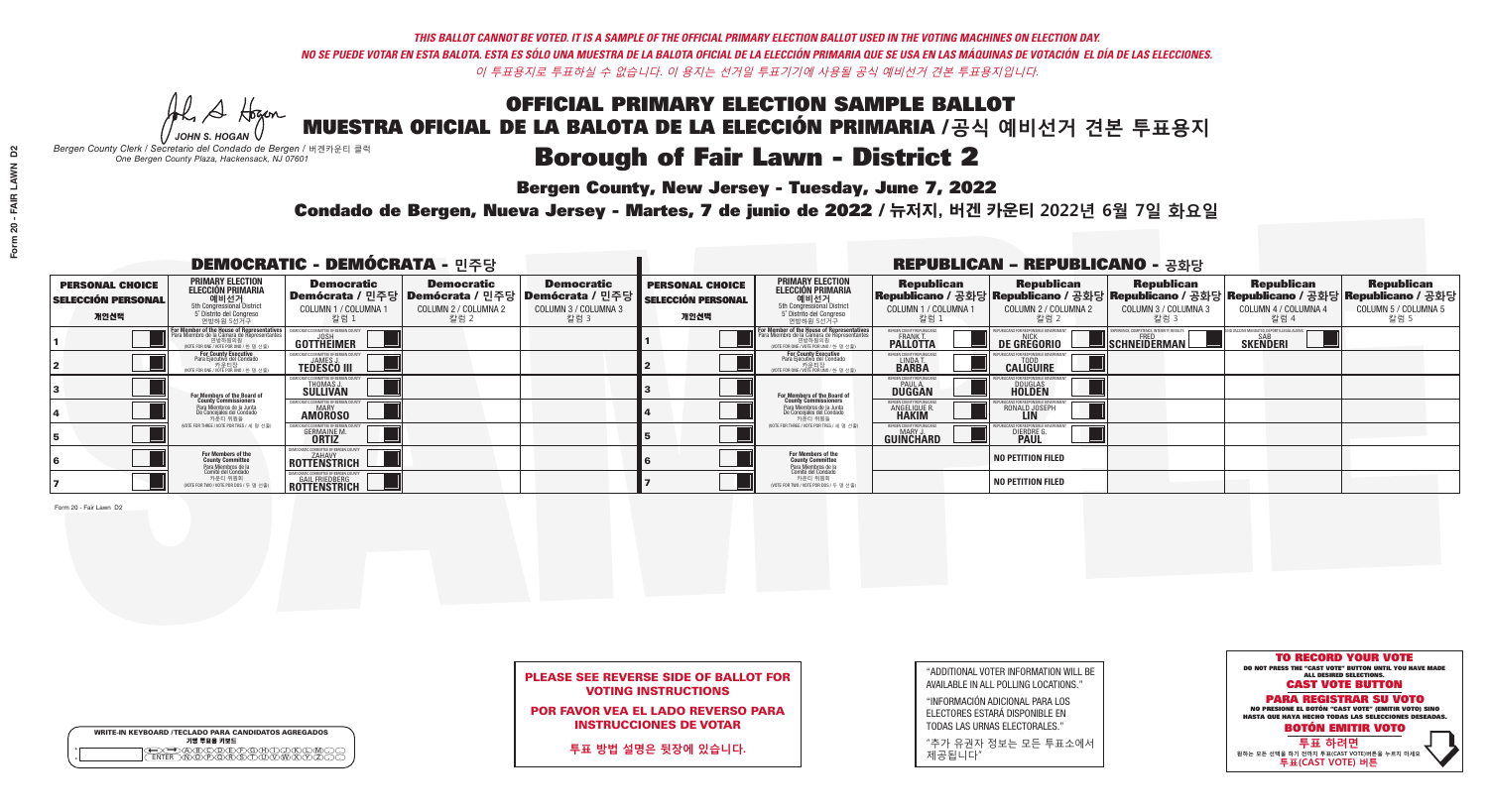*THIS BALLOT CANNOT BE VOTED. IT IS A SAMPLE OF THE OFFICIAL PRIMARY ELECTION BALLOT USED IN THE VOTING MACHINES ON ELECTION DAY.*
*NO SE PUEDE VOTAR EN ESTA BALOTA. ESTA ES SÓLO UNA MUESTRA DE LA BALOTA OFICIAL DE LA ELECCIÓN PRIMARIA QUE SE USA EN LAS MÁQUINAS DE VOTACIÓN EL DÍA DE LAS ELECCIONES.*
*이 투표용지로 투표하실 수 없습니다. 이 용지는 선거일 투표기기에 사용될 공식 예비선거 견본 투표용지입니다.*

JOHN S. HOGAN
*Bergen County Clerk / Secretario del Condado de Bergen / 버겐카운티 클럭*
*One Bergen County Plaza, Hackensack, NJ 07601*

# OFFICIAL PRIMARY ELECTION SAMPLE BALLOT
# MUESTRA OFICIAL DE LA BALOTA DE LA ELECCIÓN PRIMARIA /공식 예비선거 견본 투표용지

## Borough of Fair Lawn - District 2

**Bergen County, New Jersey - Tuesday, June 7, 2022**

**Condado de Bergen, Nueva Jersey - Martes, 7 de junio de 2022 / 뉴저지, 버겐 카운티 2022년 6월 7일 화요일**

### DEMOCRATIC - DEMÓCRATA - 민주당

| PERSONAL CHOICE / SELECCIÓN PERSONAL / 개인선택 | PRIMARY ELECTION / ELECCIÓN PRIMARIA / 예비선거 | Democratic / Demócrata / 민주당 COLUMN 1 / COLUMNA 1 / 칼럼 1 | Democratic / Demócrata / 민주당 COLUMN 2 / COLUMNA 2 / 칼럼 2 | Democratic / Demócrata / 민주당 COLUMN 3 / COLUMNA 3 / 칼럼 3 |
|---|---|---|---|---|
| 1 | For Member of the House of Representatives / Para Miembro de la Cámara de Representantes / 연방하원의원 (5th Congressional District / 5° Distrito del Congreso / 연방하원 5선거구) (VOTE FOR ONE / VOTE POR UNO / 한 명 선출) | JOSH GOTTHEIMER | | |
| 2 | For County Executive / Para Ejecutivo del Condado / 카운티장 (VOTE FOR ONE / VOTE POR UNO / 한 명 선출) | JAMES J. TEDESCO III | | |
| 3 | For Members of the Board of County Commissioners / Para Miembros de la Junta De Concejales del Condado / 카운티 위원들 (VOTE FOR THREE / VOTE POR TRES / 세 명 선출) | THOMAS J. SULLIVAN | | |
| 4 | | MARY AMOROSO | | |
| 5 | | GERMAINE M. ORTIZ | | |
| 6 | For Members of the County Committee / Para Miembros de la Comité del Condado / 카운티 위원회 (VOTE FOR TWO / VOTE POR DOS / 두 명 선출) | ZAHAVY ROTTENSTRICH | | |
| 7 | | GAIL FRIEDBERG ROTTENSTRICH | | |

### REPUBLICAN - REPUBLICANO - 공화당

| PERSONAL CHOICE / SELECCIÓN PERSONAL / 개인선택 | PRIMARY ELECTION / ELECCIÓN PRIMARIA / 예비선거 | Republican / Republicano / 공화당 COLUMN 1 / COLUMNA 1 / 칼럼 1 | Republican / Republicano / 공화당 COLUMN 2 / COLUMNA 2 / 칼럼 2 | Republican / Republicano / 공화당 COLUMN 3 / COLUMNA 3 / 칼럼 3 | Republican / Republicano / 공화당 COLUMN 4 / COLUMNA 4 / 칼럼 4 | Republican / Republicano / 공화당 COLUMN 5 / COLUMNA 5 / 칼럼 5 |
|---|---|---|---|---|---|---|
| 1 | For Member of the House of Representatives / Para Miembro de la Cámara de Representantes / 연방하원의원 (5th Congressional District / 5° Distrito del Congreso / 연방하원 5선거구) (VOTE FOR ONE / VOTE POR UNO / 한 명 선출) | FRANK T. PALLOTTA | NICK DE GREGORIO | FRED SCHNEIDERMAN | SAB SKENDERI | |
| 2 | For County Executive / Para Ejecutivo del Condado / 카운티장 (VOTE FOR ONE / VOTE POR UNO / 한 명 선출) | LINDA T. BARBA | TODD CALIGUIRE | | | |
| 3 | For Members of the Board of County Commissioners / Para Miembros de la Junta De Concejales del Condado / 카운티 위원들 (VOTE FOR THREE / VOTE POR TRES / 세 명 선출) | PAUL A. DUGGAN | DOUGLAS HOLDEN | | | |
| 4 | | ANGELIQUE R. HAKIM | RONALD JOSEPH LIN | | | |
| 5 | | MARY J. GUINCHARD | DIERDRE G. PAUL | | | |
| 6 | For Members of the County Committee / Para Miembros de la Comité del Condado / 카운티 위원회 (VOTE FOR TWO / VOTE POR DOS / 두 명 선출) | | NO PETITION FILED | | | |
| 7 | | | NO PETITION FILED | | | |

**PLEASE SEE REVERSE SIDE OF BALLOT FOR VOTING INSTRUCTIONS**

**POR FAVOR VEA EL LADO REVERSO PARA INSTRUCCIONES DE VOTAR**

**투표 방법 설명은 뒷장에 있습니다.**

"ADDITIONAL VOTER INFORMATION WILL BE AVAILABLE IN ALL POLLING LOCATIONS."

"INFORMACIÓN ADICIONAL PARA LOS ELECTORES ESTARÁ DISPONIBLE EN TODAS LAS URNAS ELECTORALES."

"추가 유권자 정보는 모든 투표소에서 제공됩니다"

**TO RECORD YOUR VOTE**
DO NOT PRESS THE "CAST VOTE" BUTTON UNTIL YOU HAVE MADE ALL DESIRED SELECTIONS.
**CAST VOTE BUTTON**

**PARA REGISTRAR SU VOTO**
NO PRESIONE EL BOTÓN "CAST VOTE" (EMITIR VOTO) SINO HASTA QUE HAYA HECHO TODAS LAS SELECCIONES DESEADAS.
**BOTÓN EMITIR VOTO**

**투표 하려면**
원하는 모든 선택을 하기 전까지 투표(CAST VOTE)버튼을 누르지 마세요.
**투표(CAST VOTE) 버튼**

WRITE-IN KEYBOARD /TECLADO PARA CANDIDATOS AGREGADOS
기명 투표용 키보드

Form 20 - Fair Lawn D2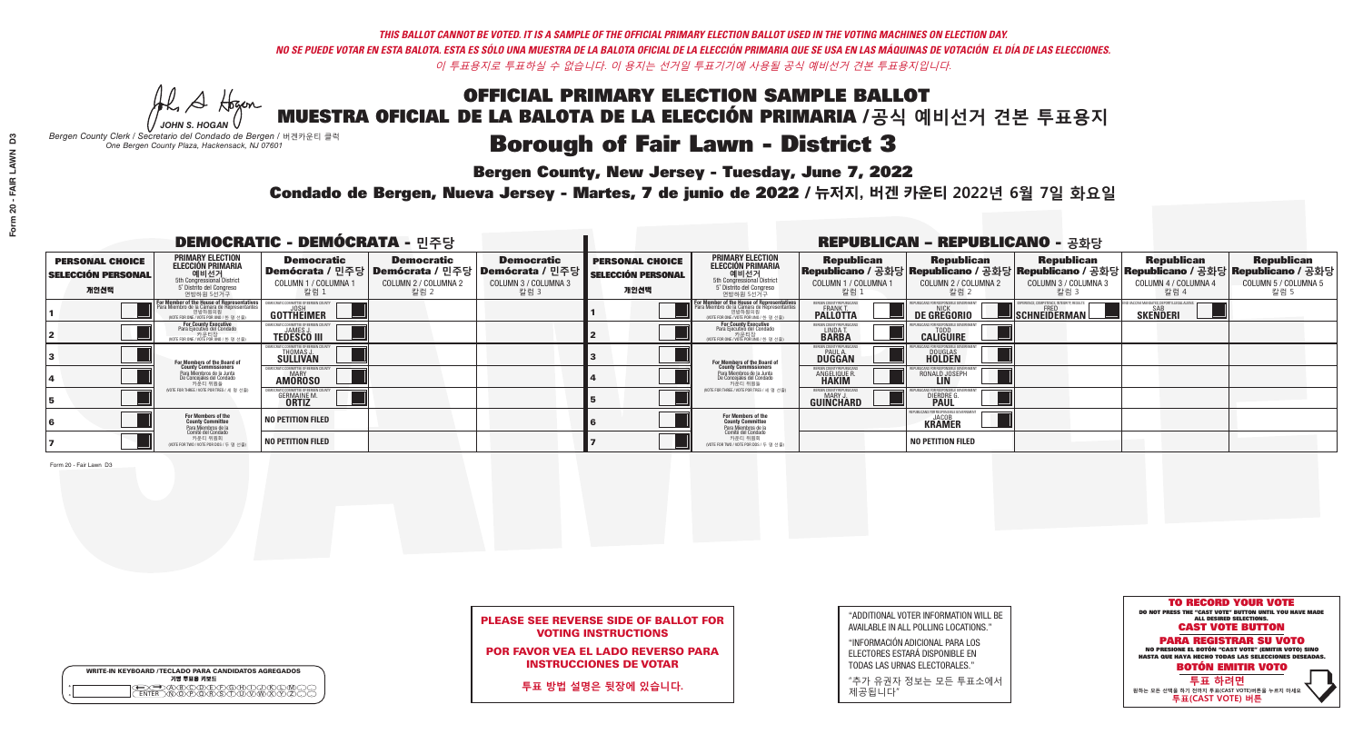*THIS BALLOT CANNOT BE VOTED. IT IS A SAMPLE OF THE OFFICIAL PRIMARY ELECTION BALLOT USED IN THE VOTING MACHINES ON ELECTION DAY.*

*NO SE PUEDE VOTAR EN ESTA BALOTA. ESTA ES SÓLO UNA MUESTRA DE LA BALOTA OFICIAL DE LA ELECCIÓN PRIMARIA QUE SE USA EN LAS MÁQUINAS DE VOTACIÓN EL DÍA DE LAS ELECCIONES.*

*이 투표용지로 투표하실 수 없습니다. 이 용지는 선거일 투표기기에 사용될 공식 예비선거 견본 투표용지입니다.*

JOHN S. HOGAN
*Bergen County Clerk / Secretario del Condado de Bergen /* 버겐카운티 클럭
*One Bergen County Plaza, Hackensack, NJ 07601*

# OFFICIAL PRIMARY ELECTION SAMPLE BALLOT
# MUESTRA OFICIAL DE LA BALOTA DE LA ELECCIÓN PRIMARIA /공식 예비선거 견본 투표용지

# Borough of Fair Lawn - District 3

**Bergen County, New Jersey - Tuesday, June 7, 2022**

**Condado de Bergen, Nueva Jersey - Martes, 7 de junio de 2022 / 뉴저지, 버겐 카운티 2022년 6월 7일 화요일**

## DEMOCRATIC - DEMÓCRATA - 민주당

| PERSONAL CHOICE / SELECCIÓN PERSONAL / 개인선택 | PRIMARY ELECTION / ELECCIÓN PRIMARIA / 예비선거 | Democratic / Demócrata / 민주당 COLUMN 1 / COLUMNA 1 / 칼럼 1 | Democratic / Demócrata / 민주당 COLUMN 2 / COLUMNA 2 / 칼럼 2 | Democratic / Demócrata / 민주당 COLUMN 3 / COLUMNA 3 / 칼럼 3 |
|---|---|---|---|---|
| 1 | For Member of the House of Representatives / Para Miembro de la Cámara de Representantes / 연방하원의원 (VOTE FOR ONE / VOTE POR UNO / 한 명 선출) | JOSH GOTTHEIMER | | |
| 2 | For County Executive / Para Ejecutivo del Condado / 카운티장 (VOTE FOR ONE / VOTE POR UNO / 한 명 선출) | JAMES J. TEDESCO III | | |
| 3 | For Members of the Board of County Commissioners / Para Miembros de la Junta De Concejales del Condado / 카운티 위원들 (VOTE FOR THREE / VOTE POR TRES / 세 명 선출) | THOMAS J. SULLIVAN | | |
| 4 | | MARY AMOROSO | | |
| 5 | | GERMAINE M. ORTIZ | | |
| 6 | For Members of the County Committee / Para Miembros de la Comité del Condado / 카운티 위원회 (VOTE FOR TWO / VOTE POR DOS / 두 명 선출) | NO PETITION FILED | | |
| 7 | | NO PETITION FILED | | |

## REPUBLICAN - REPUBLICANO - 공화당

| PERSONAL CHOICE / SELECCIÓN PERSONAL / 개인선택 | PRIMARY ELECTION / ELECCIÓN PRIMARIA / 예비선거 | Republican / Republicano / 공화당 COLUMN 1 / COLUMNA 1 / 칼럼 1 | Republican / Republicano / 공화당 COLUMN 2 / COLUMNA 2 / 칼럼 2 | Republican / Republicano / 공화당 COLUMN 3 / COLUMNA 3 / 칼럼 3 | Republican / Republicano / 공화당 COLUMN 4 / COLUMNA 4 / 칼럼 4 | Republican / Republicano / 공화당 COLUMN 5 / COLUMNA 5 / 칼럼 5 |
|---|---|---|---|---|---|---|
| 1 | For Member of the House of Representatives / Para Miembro de la Cámara de Representantes / 연방하원의원 (VOTE FOR ONE / VOTE POR UNO / 한 명 선출) | FRANK T. PALLOTTA | NICK DE GREGORIO | FRED SCHNEIDERMAN | SAB SKENDERI | |
| 2 | For County Executive / Para Ejecutivo del Condado / 카운티장 (VOTE FOR ONE / VOTE POR UNO / 한 명 선출) | LINDA T. BARBA | TODD CALIGUIRE | | | |
| 3 | For Members of the Board of County Commissioners / Para Miembros de la Junta De Concejales del Condado / 카운티 위원들 (VOTE FOR THREE / VOTE POR TRES / 세 명 선출) | PAUL A. DUGGAN | DOUGLAS HOLDEN | | | |
| 4 | | ANGELIQUE R. HAKIM | RONALD JOSEPH LIN | | | |
| 5 | | MARY J. GUINCHARD | DIERDRE G. PAUL | | | |
| 6 | For Members of the County Committee / Para Miembros de la Comité del Condado / 카운티 위원회 (VOTE FOR TWO / VOTE POR DOS / 두 명 선출) | | JACOB KRAMER | | | |
| 7 | | | NO PETITION FILED | | | |

**PLEASE SEE REVERSE SIDE OF BALLOT FOR VOTING INSTRUCTIONS**

**POR FAVOR VEA EL LADO REVERSO PARA INSTRUCCIONES DE VOTAR**

**투표 방법 설명은 뒷장에 있습니다.**

"ADDITIONAL VOTER INFORMATION WILL BE AVAILABLE IN ALL POLLING LOCATIONS."

"INFORMACIÓN ADICIONAL PARA LOS ELECTORES ESTARÁ DISPONIBLE EN TODAS LAS URNAS ELECTORALES."

"추가 유권자 정보는 모든 투표소에서 제공됩니다"

**TO RECORD YOUR VOTE**
DO NOT PRESS THE "CAST VOTE" BUTTON UNTIL YOU HAVE MADE ALL DESIRED SELECTIONS.
**CAST VOTE BUTTON**

**PARA REGISTRAR SU VOTO**
NO PRESIONE EL BOTÓN "CAST VOTE" (EMITIR VOTO) SINO HASTA QUE HAYA HECHO TODAS LAS SELECCIONES DESEADAS.
**BOTÓN EMITIR VOTO**

**투표 하려면**
원하는 모든 선택을 하기 전까지 투표(CAST VOTE)버튼을 누르지 마세요
**투표(CAST VOTE) 버튼**

WRITE-IN KEYBOARD /TECLADO PARA CANDIDATOS AGREGADOS
기명 투표용 키보드

Form 20 - Fair Lawn D3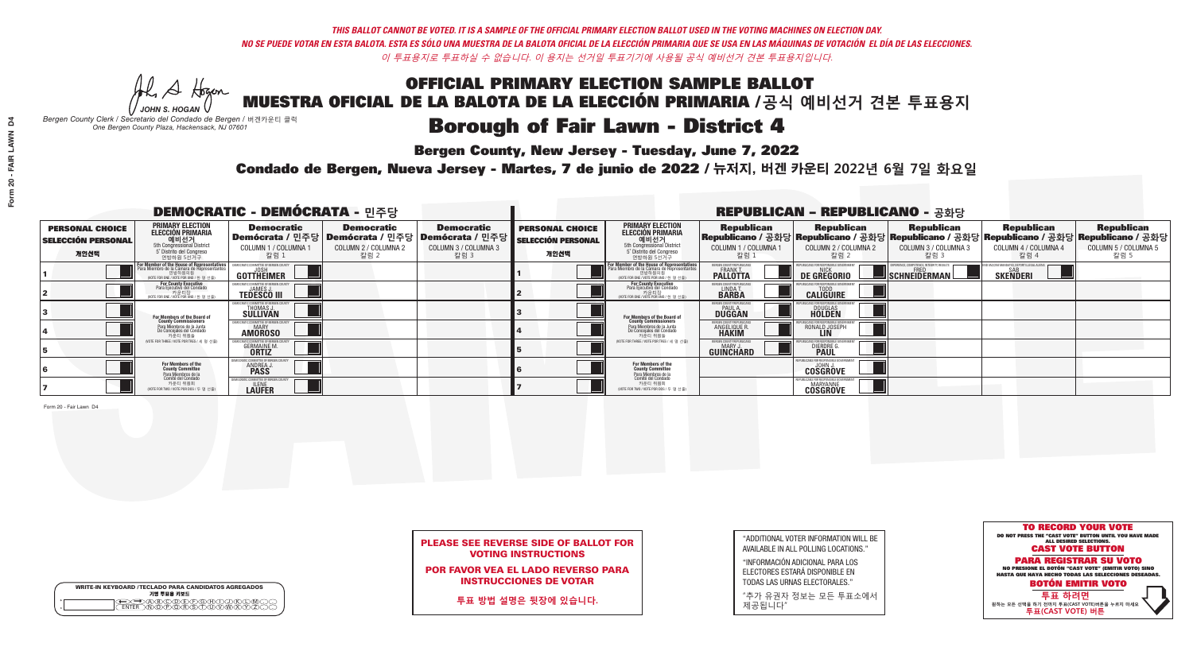*THIS BALLOT CANNOT BE VOTED. IT IS A SAMPLE OF THE OFFICIAL PRIMARY ELECTION BALLOT USED IN THE VOTING MACHINES ON ELECTION DAY.*
*NO SE PUEDE VOTAR EN ESTA BALOTA. ESTA ES SÓLO UNA MUESTRA DE LA BALOTA OFICIAL DE LA ELECCIÓN PRIMARIA QUE SE USA EN LAS MÁQUINAS DE VOTACIÓN EL DÍA DE LAS ELECCIONES.*
*이 투표용지로 투표하실 수 없습니다. 이 용지는 선거일 투표기기에 사용될 공식 예비선거 견본 투표용지입니다.*

JOHN S. HOGAN
*Bergen County Clerk / Secretario del Condado de Bergen / 버겐카운티 클럭*
*One Bergen County Plaza, Hackensack, NJ 07601*

# OFFICIAL PRIMARY ELECTION SAMPLE BALLOT
# MUESTRA OFICIAL DE LA BALOTA DE LA ELECCIÓN PRIMARIA /공식 예비선거 견본 투표용지

## Borough of Fair Lawn - District 4

**Bergen County, New Jersey - Tuesday, June 7, 2022**

**Condado de Bergen, Nueva Jersey - Martes, 7 de junio de 2022 / 뉴저지, 버겐 카운티 2022년 6월 7일 화요일**

### DEMOCRATIC - DEMÓCRATA - 민주당

| PERSONAL CHOICE / SELECCIÓN PERSONAL / 개인선택 | PRIMARY ELECTION / ELECCIÓN PRIMARIA / 예비선거 | Democratic / Demócrata / 민주당 COLUMN 1 / COLUMNA 1 / 칼럼 1 | Democratic / Demócrata / 민주당 COLUMN 2 / COLUMNA 2 / 칼럼 2 | Democratic / Demócrata / 민주당 COLUMN 3 / COLUMNA 3 / 칼럼 3 |
|---|---|---|---|---|
| 1 | For Member of the House of Representatives / Para Miembro de la Cámara de Representantes / 연방하원의원 (5th Congressional District / 5° Distrito del Congreso / 연방하원 5선거구) (VOTE FOR ONE / VOTE POR UNO / 한 명 선출) | JOSH GOTTHEIMER | | |
| 2 | For County Executive / Para Ejecutivo del Condado / 카운티장 (VOTE FOR ONE / VOTE POR UNO / 한 명 선출) | JAMES J. TEDESCO III | | |
| 3 | For Members of the Board of County Commissioners / Para Miembros de la Junta De Concejales del Condado / 카운티 위원들 (VOTE FOR THREE / VOTE POR TRES / 세 명 선출) | THOMAS J. SULLIVAN | | |
| 4 | | MARY AMOROSO | | |
| 5 | | GERMAINE M. ORTIZ | | |
| 6 | For Members of the County Committee / Para Miembros de la Comité del Condado / 카운티 위원회 (VOTE FOR TWO / VOTE POR DOS / 두 명 선출) | ANDREA J. PASS | | |
| 7 | | ILENE LAUFER | | |

### REPUBLICAN - REPUBLICANO - 공화당

| PERSONAL CHOICE / SELECCIÓN PERSONAL / 개인선택 | PRIMARY ELECTION / ELECCIÓN PRIMARIA / 예비선거 | Republican / Republicano / 공화당 COLUMN 1 / COLUMNA 1 / 칼럼 1 | Republican / Republicano / 공화당 COLUMN 2 / COLUMNA 2 / 칼럼 2 | Republican / Republicano / 공화당 COLUMN 3 / COLUMNA 3 / 칼럼 3 | Republican / Republicano / 공화당 COLUMN 4 / COLUMNA 4 / 칼럼 4 | Republican / Republicano / 공화당 COLUMN 5 / COLUMNA 5 / 칼럼 5 |
|---|---|---|---|---|---|---|
| 1 | For Member of the House of Representatives / Para Miembro de la Cámara de Representantes / 연방하원의원 (5th Congressional District / 5° Distrito del Congreso / 연방하원 5선거구) (VOTE FOR ONE / VOTE POR UNO / 한 명 선출) | FRANK T. PALLOTTA | NICK DE GREGORIO | FRED SCHNEIDERMAN | SAB SKENDERI | |
| 2 | For County Executive / Para Ejecutivo del Condado / 카운티장 (VOTE FOR ONE / VOTE POR UNO / 한 명 선출) | LINDA T. BARBA | TODD CALIGUIRE | | | |
| 3 | For Members of the Board of County Commissioners / Para Miembros de la Junta De Concejales del Condado / 카운티 위원들 (VOTE FOR THREE / VOTE POR TRES / 세 명 선출) | PAUL A. DUGGAN | DOUGLAS HOLDEN | | | |
| 4 | | ANGELIQUE R. HAKIM | RONALD JOSEPH LIN | | | |
| 5 | | MARY J. GUINCHARD | DIERDRE G. PAUL | | | |
| 6 | For Members of the County Committee / Para Miembros de la Comité del Condado / 카운티 위원회 (VOTE FOR TWO / VOTE POR DOS / 두 명 선출) | | JOHN J. COSGROVE | | | |
| 7 | | | MARYANNE COSGROVE | | | |

**PLEASE SEE REVERSE SIDE OF BALLOT FOR VOTING INSTRUCTIONS**

**POR FAVOR VEA EL LADO REVERSO PARA INSTRUCCIONES DE VOTAR**

**투표 방법 설명은 뒷장에 있습니다.**

"ADDITIONAL VOTER INFORMATION WILL BE AVAILABLE IN ALL POLLING LOCATIONS."

"INFORMACIÓN ADICIONAL PARA LOS ELECTORES ESTARÁ DISPONIBLE EN TODAS LAS URNAS ELECTORALES."

"추가 유권자 정보는 모든 투표소에서 제공됩니다"

**TO RECORD YOUR VOTE**
DO NOT PRESS THE "CAST VOTE" BUTTON UNTIL YOU HAVE MADE ALL DESIRED SELECTIONS.
**CAST VOTE BUTTON**

**PARA REGISTRAR SU VOTO**
NO PRESIONE EL BOTÓN "CAST VOTE" (EMITIR VOTO) SINO HASTA QUE HAYA HECHO TODAS LAS SELECCIONES DESEADAS.
**BOTÓN EMITIR VOTO**

**투표 하려면**
원하는 모든 선택을 하기 전까지 투표(CAST VOTE)버튼을 누르지 마세요
**투표(CAST VOTE) 버튼**

WRITE-IN KEYBOARD /TECLADO PARA CANDIDATOS AGREGADOS
기명 투표용 키보드

Form 20 - Fair Lawn D4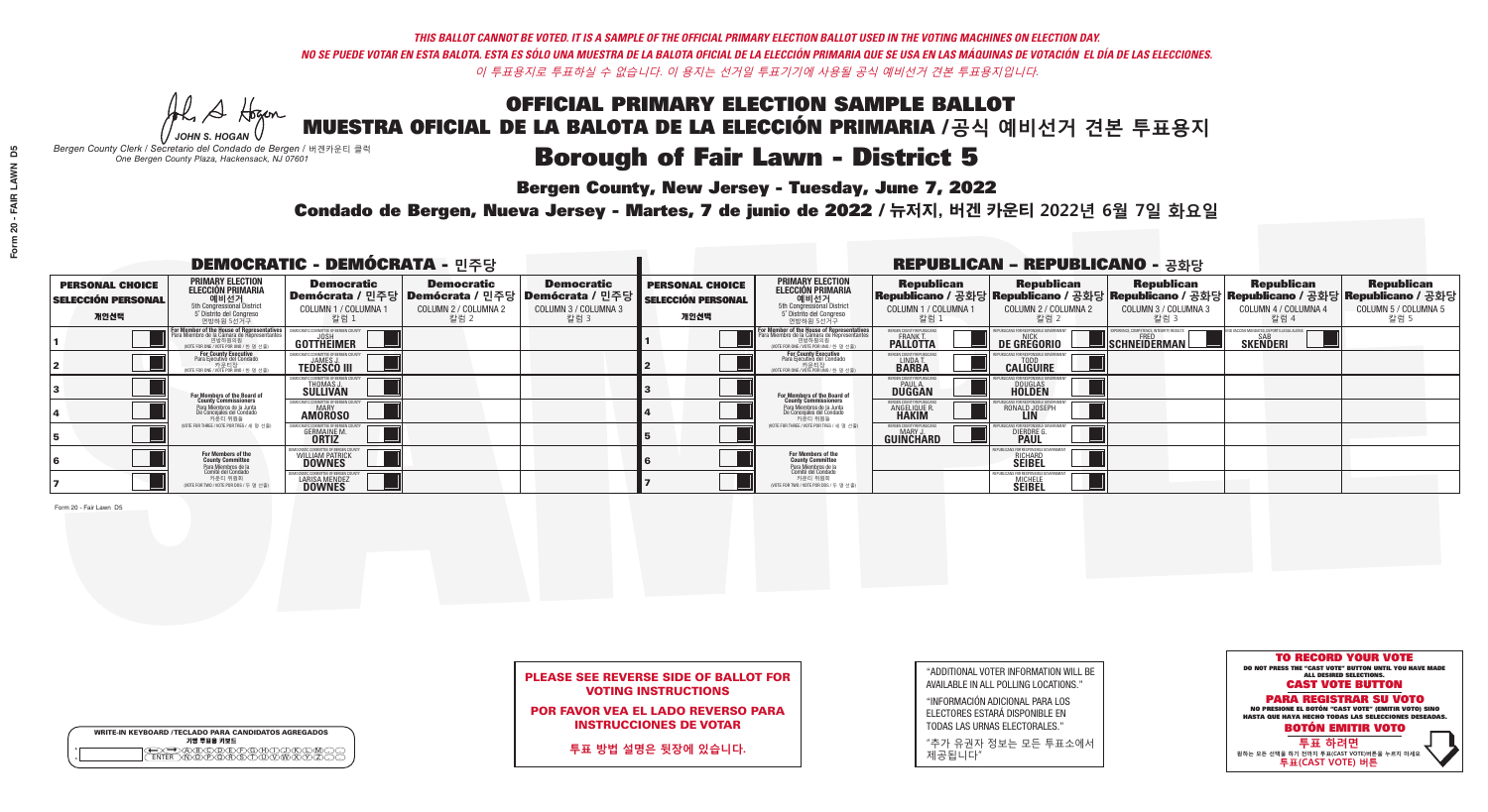*THIS BALLOT CANNOT BE VOTED. IT IS A SAMPLE OF THE OFFICIAL PRIMARY ELECTION BALLOT USED IN THE VOTING MACHINES ON ELECTION DAY.*
*NO SE PUEDE VOTAR EN ESTA BALOTA. ESTA ES SÓLO UNA MUESTRA DE LA BALOTA OFICIAL DE LA ELECCIÓN PRIMARIA QUE SE USA EN LAS MÁQUINAS DE VOTACIÓN EL DÍA DE LAS ELECCIONES.*
*이 투표용지로 투표하실 수 없습니다. 이 용지는 선거일 투표기기에 사용될 공식 예비선거 견본 투표용지입니다.*

JOHN S. HOGAN
*Bergen County Clerk / Secretario del Condado de Bergen / 버겐카운티 클럭*
*One Bergen County Plaza, Hackensack, NJ 07601*

# OFFICIAL PRIMARY ELECTION SAMPLE BALLOT
# MUESTRA OFICIAL DE LA BALOTA DE LA ELECCIÓN PRIMARIA /공식 예비선거 견본 투표용지
# Borough of Fair Lawn - District 5

**Bergen County, New Jersey - Tuesday, June 7, 2022**

**Condado de Bergen, Nueva Jersey - Martes, 7 de junio de 2022 / 뉴저지, 버겐 카운티 2022년 6월 7일 화요일**

## DEMOCRATIC - DEMÓCRATA - 민주당

| PERSONAL CHOICE / SELECCIÓN PERSONAL / 개인선택 | PRIMARY ELECTION / ELECCIÓN PRIMARIA / 예비선거 | Democratic / Demócrata / 민주당 COLUMN 1 / COLUMNA 1 / 칼럼 1 | Democratic / Demócrata / 민주당 COLUMN 2 / COLUMNA 2 / 칼럼 2 | Democratic / Demócrata / 민주당 COLUMN 3 / COLUMNA 3 / 칼럼 3 |
|---|---|---|---|---|
| 1 | For Member of the House of Representatives / Para Miembro de la Cámara de Representantes / 연방하원의원 (VOTE FOR ONE / VOTE POR UNO / 한 명 선출) | JOSH GOTTHEIMER | | |
| 2 | For County Executive / Para Ejecutivo del Condado / 카운티장 (VOTE FOR ONE / VOTE POR UNO / 한 명 선출) | JAMES J. TEDESCO III | | |
| 3 | For Members of the Board of County Commissioners / Para Miembros de la Junta De Concejales del Condado / 카운티 위원들 (VOTE FOR THREE / VOTE POR TRES / 세 명 선출) | THOMAS J. SULLIVAN | | |
| 4 | | MARY AMOROSO | | |
| 5 | | GERMAINE M. ORTIZ | | |
| 6 | For Members of the County Committee / Para Miembros de la Comité del Condado / 카운티 위원회 (VOTE FOR TWO / VOTE POR DOS / 두 명 선출) | WILLIAM PATRICK DOWNES | | |
| 7 | | LARISA MENDEZ DOWNES | | |

## REPUBLICAN - REPUBLICANO - 공화당

| PERSONAL CHOICE / SELECCIÓN PERSONAL / 개인선택 | PRIMARY ELECTION / ELECCIÓN PRIMARIA / 예비선거 | Republican / Republicano / 공화당 COLUMN 1 / COLUMNA 1 / 칼럼 1 | Republican / Republicano / 공화당 COLUMN 2 / COLUMNA 2 / 칼럼 2 | Republican / Republicano / 공화당 COLUMN 3 / COLUMNA 3 / 칼럼 3 | Republican / Republicano / 공화당 COLUMN 4 / COLUMNA 4 / 칼럼 4 | Republican / Republicano / 공화당 COLUMN 5 / COLUMNA 5 / 칼럼 5 |
|---|---|---|---|---|---|---|
| 1 | For Member of the House of Representatives / Para Miembro de la Cámara de Representantes / 연방하원의원 (VOTE FOR ONE / VOTE POR UNO / 한 명 선출) | FRANK T. PALLOTTA | NICK DE GREGORIO | FRED SCHNEIDERMAN | SAB SKENDERI | |
| 2 | For County Executive / Para Ejecutivo del Condado / 카운티장 (VOTE FOR ONE / VOTE POR UNO / 한 명 선출) | LINDA T. BARBA | TODD CALIGUIRE | | | |
| 3 | For Members of the Board of County Commissioners / Para Miembros de la Junta De Concejales del Condado / 카운티 위원들 (VOTE FOR THREE / VOTE POR TRES / 세 명 선출) | PAUL A. DUGGAN | DOUGLAS HOLDEN | | | |
| 4 | | ANGELIQUE R. HAKIM | RONALD JOSEPH LIN | | | |
| 5 | | MARY J. GUINCHARD | DIERDRE G. PAUL | | | |
| 6 | For Members of the County Committee / Para Miembros de la Comité del Condado / 카운티 위원회 (VOTE FOR TWO / VOTE POR DOS / 두 명 선출) | | RICHARD SEIBEL | | | |
| 7 | | | MICHELE SEIBEL | | | |

Form 20 - Fair Lawn D5

**PLEASE SEE REVERSE SIDE OF BALLOT FOR VOTING INSTRUCTIONS**

**POR FAVOR VEA EL LADO REVERSO PARA INSTRUCCIONES DE VOTAR**

**투표 방법 설명은 뒷장에 있습니다.**

"ADDITIONAL VOTER INFORMATION WILL BE AVAILABLE IN ALL POLLING LOCATIONS."

"INFORMACIÓN ADICIONAL PARA LOS ELECTORES ESTARÁ DISPONIBLE EN TODAS LAS URNAS ELECTORALES."

"추가 유권자 정보는 모든 투표소에서 제공됩니다"

**TO RECORD YOUR VOTE**
DO NOT PRESS THE "CAST VOTE" BUTTON UNTIL YOU HAVE MADE ALL DESIRED SELECTIONS.
**CAST VOTE BUTTON**
**PARA REGISTRAR SU VOTO**
NO PRESIONE EL BOTÓN "CAST VOTE" (EMITIR VOTO) SINO HASTA QUE HAYA HECHO TODAS LAS SELECCIONES DESEADAS.
**BOTÓN EMITIR VOTO**
**투표 하려면**
원하는 모든 선택을 하기 전까지 투표(CAST VOTE)버튼을 누르지 마세요
**투표(CAST VOTE) 버튼**

WRITE-IN KEYBOARD /TECLADO PARA CANDIDATOS AGREGADOS
기명 투표용 키보드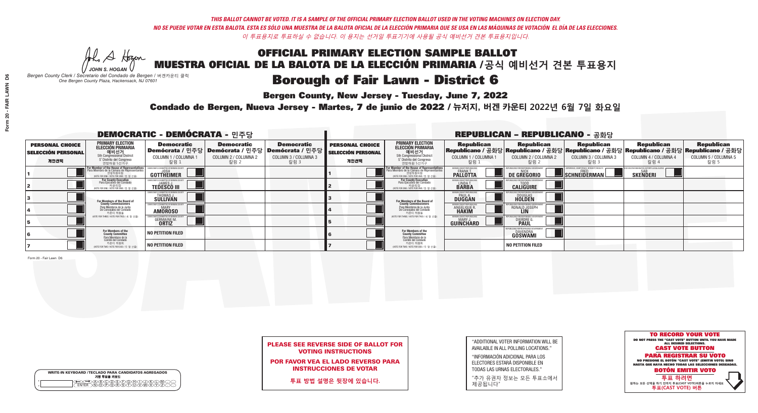*THIS BALLOT CANNOT BE VOTED. IT IS A SAMPLE OF THE OFFICIAL PRIMARY ELECTION BALLOT USED IN THE VOTING MACHINES ON ELECTION DAY.*
*NO SE PUEDE VOTAR EN ESTA BALOTA. ESTA ES SÓLO UNA MUESTRA DE LA BALOTA OFICIAL DE LA ELECCIÓN PRIMARIA QUE SE USA EN LAS MÁQUINAS DE VOTACIÓN EL DÍA DE LAS ELECCIONES.*
*이 투표용지로 투표하실 수 없습니다. 이 용지는 선거일 투표기기에 사용될 공식 예비선거 견본 투표용지입니다.*

JOHN S. HOGAN
*Bergen County Clerk / Secretario del Condado de Bergen / 버겐카운티 클럭*
*One Bergen County Plaza, Hackensack, NJ 07601*

# OFFICIAL PRIMARY ELECTION SAMPLE BALLOT
# MUESTRA OFICIAL DE LA BALOTA DE LA ELECCIÓN PRIMARIA / 공식 예비선거 견본 투표용지
# Borough of Fair Lawn - District 6

**Bergen County, New Jersey - Tuesday, June 7, 2022**
**Condado de Bergen, Nueva Jersey - Martes, 7 de junio de 2022 / 뉴저지, 버겐 카운티 2022년 6월 7일 화요일**

## DEMOCRATIC - DEMÓCRATA - 민주당

| PERSONAL CHOICE / SELECCIÓN PERSONAL / 개인선택 | PRIMARY ELECTION / ELECCIÓN PRIMARIA / 예비선거 | Democratic / Demócrata / 민주당 COLUMN 1 / COLUMNA 1 / 칼럼 1 | Democratic / Demócrata / 민주당 COLUMN 2 / COLUMNA 2 / 칼럼 2 | Democratic / Demócrata / 민주당 COLUMN 3 / COLUMNA 3 / 칼럼 3 |
|---|---|---|---|---|
| 1 | For Member of the House of Representatives (5th Congressional District) (Vote for One) | JOSH GOTTHEIMER | | |
| 2 | For County Executive (Vote for One) | JAMES J. TEDESCO III | | |
| 3 | For Members of the Board of County Commissioners (Vote for Three) | THOMAS J. SULLIVAN | | |
| 4 | | MARY AMOROSO | | |
| 5 | | GERMAINE M. ORTIZ | | |
| 6 | For Members of the County Committee (Vote for Two) | NO PETITION FILED | | |
| 7 | | NO PETITION FILED | | |

## REPUBLICAN - REPUBLICANO - 공화당

| PERSONAL CHOICE / SELECCIÓN PERSONAL / 개인선택 | PRIMARY ELECTION / ELECCIÓN PRIMARIA / 예비선거 | Republican COLUMN 1 | Republican COLUMN 2 | Republican COLUMN 3 | Republican COLUMN 4 | Republican COLUMN 5 |
|---|---|---|---|---|---|---|
| 1 | For Member of the House of Representatives (5th Congressional District) (Vote for One) | FRANK T. PALLOTTA | NICK DE GREGORIO | FRED SCHNEIDERMAN | SAB SKENDERI | |
| 2 | For County Executive (Vote for One) | LINDA T. BARBA | TODD CALIGUIRE | | | |
| 3 | For Members of the Board of County Commissioners (Vote for Three) | PAUL A. DUGGAN | DOUGLAS HOLDEN | | | |
| 4 | | ANGELIQUE R. HAKIM | RONALD JOSEPH LIN | | | |
| 5 | | MARY J. GUINCHARD | DIERDRE G. PAUL | | | |
| 6 | For Members of the County Committee (Vote for Two) | | DAVENDRA GOSWAMI | | | |
| 7 | | | NO PETITION FILED | | | |

**PLEASE SEE REVERSE SIDE OF BALLOT FOR VOTING INSTRUCTIONS**
**POR FAVOR VEA EL LADO REVERSO PARA INSTRUCCIONES DE VOTAR**
**투표 방법 설명은 뒷장에 있습니다.**

"ADDITIONAL VOTER INFORMATION WILL BE AVAILABLE IN ALL POLLING LOCATIONS."
"INFORMACIÓN ADICIONAL PARA LOS ELECTORES ESTARÁ DISPONIBLE EN TODAS LAS URNAS ELECTORALES."
"추가 유권자 정보는 모든 투표소에서 제공됩니다"

**TO RECORD YOUR VOTE**
DO NOT PRESS THE "CAST VOTE" BUTTON UNTIL YOU HAVE MADE ALL DESIRED SELECTIONS.
**CAST VOTE BUTTON**
**PARA REGISTRAR SU VOTO**
NO PRESIONE EL BOTÓN "CAST VOTE" (EMITIR VOTO) SINO HASTA QUE HAYA HECHO TODAS LAS SELECCIONES DESEADAS.
**BOTÓN EMITIR VOTO**
**투표 하려면**
원하는 모든 선택을 하기 전까지 투표(CAST VOTE)버튼을 누르지 마세요
**투표(CAST VOTE) 버튼**

WRITE-IN KEYBOARD / TECLADO PARA CANDIDATOS AGREGADOS / 기명 투표용 키보드

Form 20 - Fair Lawn D6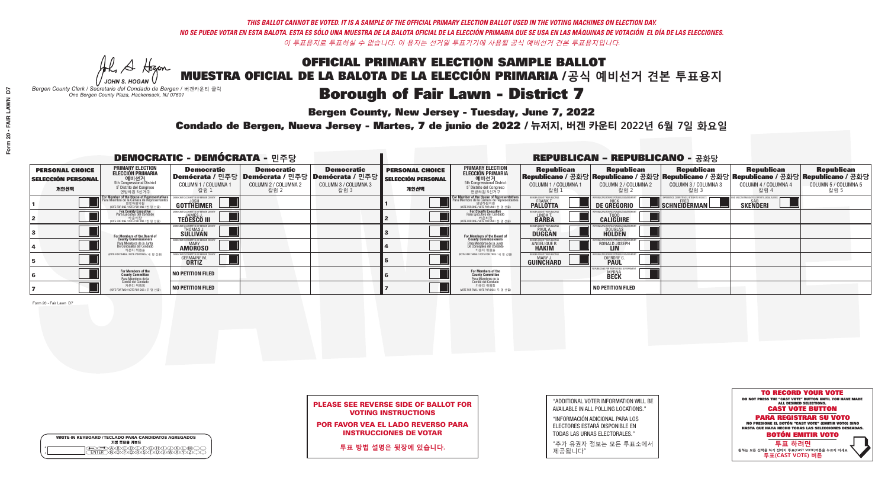*THIS BALLOT CANNOT BE VOTED. IT IS A SAMPLE OF THE OFFICIAL PRIMARY ELECTION BALLOT USED IN THE VOTING MACHINES ON ELECTION DAY.*
*NO SE PUEDE VOTAR EN ESTA BALOTA. ESTA ES SÓLO UNA MUESTRA DE LA BALOTA OFICIAL DE LA ELECCIÓN PRIMARIA QUE SE USA EN LAS MÁQUINAS DE VOTACIÓN EL DÍA DE LAS ELECCIONES.*
*이 투표용지로 투표하실 수 없습니다. 이 용지는 선거일 투표기기에 사용할 공식 예비선거 견본 투표용지입니다.*

JOHN S. HOGAN
*Bergen County Clerk / Secretario del Condado de Bergen / 버겐카운티 클럭*
*One Bergen County Plaza, Hackensack, NJ 07601*

# OFFICIAL PRIMARY ELECTION SAMPLE BALLOT
# MUESTRA OFICIAL DE LA BALOTA DE LA ELECCIÓN PRIMARIA /공식 예비선거 견본 투표용지

## Borough of Fair Lawn - District 7

**Bergen County, New Jersey - Tuesday, June 7, 2022**

**Condado de Bergen, Nueva Jersey - Martes, 7 de junio de 2022 / 뉴저지, 버겐 카운티 2022년 6월 7일 화요일**

### DEMOCRATIC - DEMÓCRATA - 민주당

| PERSONAL CHOICE / SELECCIÓN PERSONAL / 개인선택 | PRIMARY ELECTION / ELECCIÓN PRIMARIA / 예비선거 (5th Congressional District / 5° Distrito del Congreso / 연방하원 5선거구) | Democratic / Demócrata / 민주당 COLUMN 1 / COLUMNA 1 / 칼럼 1 | Democratic / Demócrata / 민주당 COLUMN 2 / COLUMNA 2 / 칼럼 2 | Democratic / Demócrata / 민주당 COLUMN 3 / COLUMNA 3 / 칼럼 3 |
|---|---|---|---|---|
| 1 | For Member of the House of Representatives / Para Miembro de la Cámara de Representantes / 연방하원의원 (VOTE FOR ONE / VOTE POR UNO / 한 명 선출) | JOSH GOTTHEIMER | | |
| 2 | For County Executive / Para Ejecutivo del Condado / 카운티장 (VOTE FOR ONE / VOTE POR UNO / 한 명 선출) | JAMES J. TEDESCO III | | |
| 3 | For Members of the Board of County Commissioners / Para Miembros de la Junta De Concejales del Condado / 카운티 위원들 (VOTE FOR THREE / VOTE POR TRES / 세 명 선출) | THOMAS J. SULLIVAN | | |
| 4 | | MARY AMOROSO | | |
| 5 | | GERMAINE M. ORTIZ | | |
| 6 | For Members of the County Committee / Para Miembros de la Comité del Condado / 카운티 위원회 (VOTE FOR TWO / VOTE POR DOS / 두 명 선출) | NO PETITION FILED | | |
| 7 | | NO PETITION FILED | | |

### REPUBLICAN - REPUBLICANO - 공화당

| PERSONAL CHOICE / SELECCIÓN PERSONAL / 개인선택 | PRIMARY ELECTION / ELECCIÓN PRIMARIA / 예비선거 (5th Congressional District / 5° Distrito del Congreso / 연방하원 5선거구) | Republican / Republicano / 공화당 COLUMN 1 / COLUMNA 1 / 칼럼 1 | Republican / Republicano / 공화당 COLUMN 2 / COLUMNA 2 / 칼럼 2 | Republican / Republicano / 공화당 COLUMN 3 / COLUMNA 3 / 칼럼 3 | Republican / Republicano / 공화당 COLUMN 4 / COLUMNA 4 / 칼럼 4 | Republican / Republicano / 공화당 COLUMN 5 / COLUMNA 5 / 칼럼 5 |
|---|---|---|---|---|---|---|
| 1 | For Member of the House of Representatives / Para Miembro de la Cámara de Representantes / 연방하원의원 (VOTE FOR ONE / VOTE POR UNO / 한 명 선출) | FRANK T. PALLOTTA | NICK DE GREGORIO | FRED SCHNEIDERMAN | SAB SKENDERI | |
| 2 | For County Executive / Para Ejecutivo del Condado / 카운티장 (VOTE FOR ONE / VOTE POR UNO / 한 명 선출) | LINDA T. BARBA | TODD CALIGUIRE | | | |
| 3 | For Members of the Board of County Commissioners / Para Miembros de la Junta De Concejales del Condado / 카운티 위원들 (VOTE FOR THREE / VOTE POR TRES / 세 명 선출) | PAUL A. DUGGAN | DOUGLAS HOLDEN | | | |
| 4 | | ANGELIQUE R. HAKIM | RONALD JOSEPH LIN | | | |
| 5 | | MARY J. GUINCHARD | DIERDRE G. PAUL | | | |
| 6 | For Members of the County Committee / Para Miembros de la Comité del Condado / 카운티 위원회 (VOTE FOR TWO / VOTE POR DOS / 두 명 선출) | | MYRNA BECK | | | |
| 7 | | | NO PETITION FILED | | | |

Form 20 - Fair Lawn D7

**PLEASE SEE REVERSE SIDE OF BALLOT FOR VOTING INSTRUCTIONS**

**POR FAVOR VEA EL LADO REVERSO PARA INSTRUCCIONES DE VOTAR**

**투표 방법 설명은 뒷장에 있습니다.**

"ADDITIONAL VOTER INFORMATION WILL BE AVAILABLE IN ALL POLLING LOCATIONS."

"INFORMACIÓN ADICIONAL PARA LOS ELECTORES ESTARÁ DISPONIBLE EN TODAS LAS URNAS ELECTORALES."

"추가 유권자 정보는 모든 투표소에서 제공됩니다"

WRITE-IN KEYBOARD /TECLADO PARA CANDIDATOS AGREGADOS
기명 투표용 키보드

**TO RECORD YOUR VOTE**
DO NOT PRESS THE "CAST VOTE" BUTTON UNTIL YOU HAVE MADE ALL DESIRED SELECTIONS.
**CAST VOTE BUTTON**

**PARA REGISTRAR SU VOTO**
NO PRESIONE EL BOTÓN "CAST VOTE" (EMITIR VOTO) SINO HASTA QUE HAYA HECHO TODAS LAS SELECCIONES DESEADAS.
**BOTÓN EMITIR VOTO**

**투표 하려면**
원하는 모든 선택을 하기 전까지 투표(CAST VOTE)버튼을 누르지 마세요
**투표(CAST VOTE) 버튼**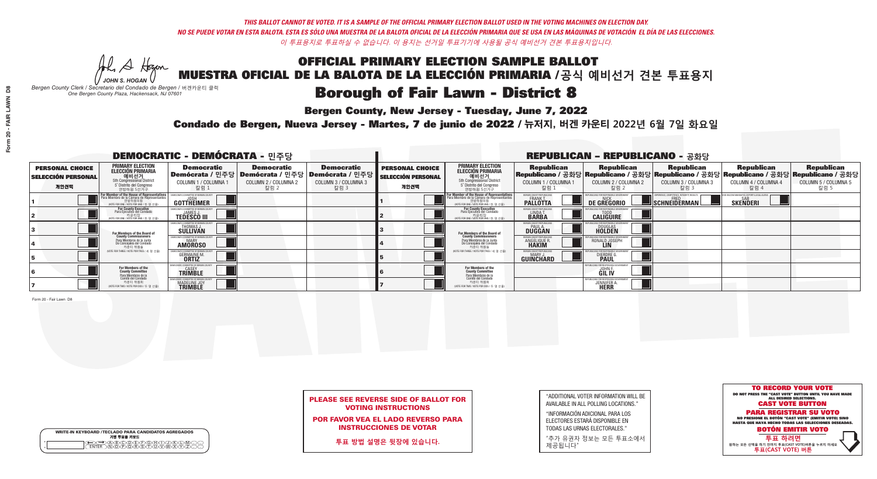*THIS BALLOT CANNOT BE VOTED. IT IS A SAMPLE OF THE OFFICIAL PRIMARY ELECTION BALLOT USED IN THE VOTING MACHINES ON ELECTION DAY.*
*NO SE PUEDE VOTAR EN ESTA BALOTA. ESTA ES SÓLO UNA MUESTRA DE LA BALOTA OFICIAL DE LA ELECCIÓN PRIMARIA QUE SE USA EN LAS MÁQUINAS DE VOTACIÓN EL DÍA DE LAS ELECCIONES.*
*이 투표용지로 투표하실 수 없습니다. 이 용지는 선거일 투표기기에 사용될 공식 예비선거 견본 투표용지입니다.*

JOHN S. HOGAN
*Bergen County Clerk / Secretario del Condado de Bergen / 버겐카운티 클럭*
*One Bergen County Plaza, Hackensack, NJ 07601*

# OFFICIAL PRIMARY ELECTION SAMPLE BALLOT
# MUESTRA OFICIAL DE LA BALOTA DE LA ELECCIÓN PRIMARIA /공식 예비선거 견본 투표용지
# Borough of Fair Lawn - District 8

**Bergen County, New Jersey - Tuesday, June 7, 2022**

**Condado de Bergen, Nueva Jersey - Martes, 7 de junio de 2022 / 뉴저지, 버겐 카운티 2022년 6월 7일 화요일**

## DEMOCRATIC - DEMÓCRATA - 민주당

| PERSONAL CHOICE / SELECCIÓN PERSONAL / 개인선택 | PRIMARY ELECTION / ELECCIÓN PRIMARIA / 예비선거 | Democratic / Demócrata / 민주당 COLUMN 1 / COLUMNA 1 / 칼럼 1 | Democratic / Demócrata / 민주당 COLUMN 2 / COLUMNA 2 / 칼럼 2 | Democratic / Demócrata / 민주당 COLUMN 3 / COLUMNA 3 / 칼럼 3 |
|---|---|---|---|---|
| 1 | For Member of the House of Representatives / Para Miembro de la Cámara de Representantes / 연방하원의원 (5th Congressional District) (VOTE FOR ONE / VOTE POR UNO / 한 명 선출) | JOSH GOTTHEIMER | | |
| 2 | For County Executive / Para Ejecutivo del Condado / 카운티장 (VOTE FOR ONE / VOTE POR UNO / 한 명 선출) | JAMES J. TEDESCO III | | |
| 3 | For Members of the Board of County Commissioners / Para Miembros de la Junta De Concejales del Condado / 카운티 위원들 (VOTE FOR THREE / VOTE POR TRES / 세 명 선출) | THOMAS J. SULLIVAN | | |
| 4 | | MARY AMOROSO | | |
| 5 | | GERMAINE M. ORTIZ | | |
| 6 | For Members of the County Committee / Para Miembros de la Comité del Condado / 카운티 위원회 (VOTE FOR TWO / VOTE POR DOS / 두 명 선출) | CASEY TRIMBLE | | |
| 7 | | MADELINE JOY TRIMBLE | | |

## REPUBLICAN - REPUBLICANO - 공화당

| PERSONAL CHOICE / SELECCIÓN PERSONAL / 개인선택 | PRIMARY ELECTION / ELECCIÓN PRIMARIA / 예비선거 | Republican / Republicano / 공화당 COLUMN 1 / COLUMNA 1 / 칼럼 1 | Republican / Republicano / 공화당 COLUMN 2 / COLUMNA 2 / 칼럼 2 | Republican / Republicano / 공화당 COLUMN 3 / COLUMNA 3 / 칼럼 3 | Republican / Republicano / 공화당 COLUMN 4 / COLUMNA 4 / 칼럼 4 | Republican / Republicano / 공화당 COLUMN 5 / COLUMNA 5 / 칼럼 5 |
|---|---|---|---|---|---|---|
| 1 | For Member of the House of Representatives / Para Miembro de la Cámara de Representantes / 연방하원의원 (5th Congressional District) (VOTE FOR ONE / VOTE POR UNO / 한 명 선출) | FRANK T. PALLOTTA | NICK DE GREGORIO | FRED SCHNEIDERMAN | SAB SKENDERI | |
| 2 | For County Executive / Para Ejecutivo del Condado / 카운티장 (VOTE FOR ONE / VOTE POR UNO / 한 명 선출) | LINDA T. BARBA | TODD CALIGUIRE | | | |
| 3 | For Members of the Board of County Commissioners / Para Miembros de la Junta De Concejales del Condado / 카운티 위원들 (VOTE FOR THREE / VOTE POR TRES / 세 명 선출) | PAUL A. DUGGAN | DOUGLAS HOLDEN | | | |
| 4 | | ANGELIQUE R. HAKIM | RONALD JOSEPH LIN | | | |
| 5 | | MARY J. GUINCHARD | DIERDRE G. PAUL | | | |
| 6 | For Members of the County Committee / Para Miembros de la Comité del Condado / 카운티 위원회 (VOTE FOR TWO / VOTE POR DOS / 두 명 선출) | | JOHN F. GIL IV | | | |
| 7 | | | JENNIFER A. HERR | | | |

**PLEASE SEE REVERSE SIDE OF BALLOT FOR VOTING INSTRUCTIONS**

**POR FAVOR VEA EL LADO REVERSO PARA INSTRUCCIONES DE VOTAR**

**투표 방법 설명은 뒷장에 있습니다.**

"ADDITIONAL VOTER INFORMATION WILL BE AVAILABLE IN ALL POLLING LOCATIONS."

"INFORMACIÓN ADICIONAL PARA LOS ELECTORES ESTARÁ DISPONIBLE EN TODAS LAS URNAS ELECTORALES."

"추가 유권자 정보는 모든 투표소에서 제공됩니다"

**TO RECORD YOUR VOTE**
DO NOT PRESS THE "CAST VOTE" BUTTON UNTIL YOU HAVE MADE ALL DESIRED SELECTIONS.
**CAST VOTE BUTTON**
**PARA REGISTRAR SU VOTO**
NO PRESIONE EL BOTÓN "CAST VOTE" (EMITIR VOTO) SINO HASTA QUE HAYA HECHO TODAS LAS SELECCIONES DESEADAS.
**BOTÓN EMITIR VOTO**
**투표 하려면**
원하는 모든 선택을 하기 전까지 투표(CAST VOTE)버튼을 누르지 마세요
**투표(CAST VOTE) 버튼**

WRITE-IN KEYBOARD /TECLADO PARA CANDIDATOS AGREGADOS
기명 투표용 키보드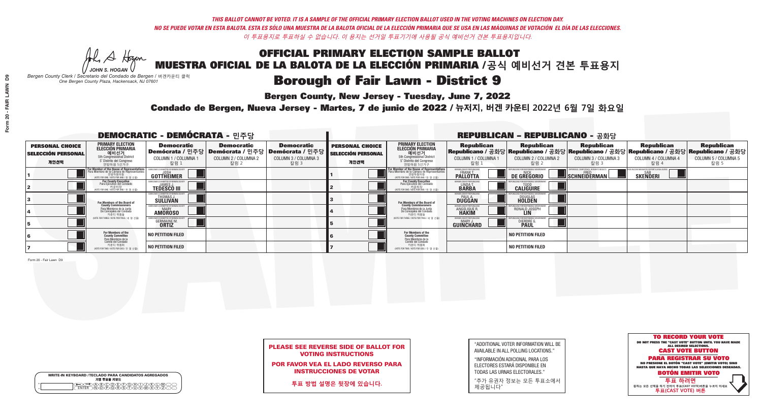*THIS BALLOT CANNOT BE VOTED. IT IS A SAMPLE OF THE OFFICIAL PRIMARY ELECTION BALLOT USED IN THE VOTING MACHINES ON ELECTION DAY.*

*NO SE PUEDE VOTAR EN ESTA BALOTA. ESTA ES SÓLO UNA MUESTRA DE LA BALOTA OFICIAL DE LA ELECCIÓN PRIMARIA QUE SE USA EN LAS MÁQUINAS DE VOTACIÓN EL DÍA DE LAS ELECCIONES.*

*이 투표용지로 투표하실 수 없습니다. 이 용지는 선거일 투표기기에 사용될 공식 예비선거 견본 투표용지입니다.*

JOHN S. HOGAN

*Bergen County Clerk / Secretario del Condado de Bergen / 버겐카운티 클럭*
*One Bergen County Plaza, Hackensack, NJ 07601*

# OFFICIAL PRIMARY ELECTION SAMPLE BALLOT
# MUESTRA OFICIAL DE LA BALOTA DE LA ELECCIÓN PRIMARIA /공식 예비선거 견본 투표용지

# Borough of Fair Lawn - District 9

**Bergen County, New Jersey - Tuesday, June 7, 2022**

**Condado de Bergen, Nueva Jersey - Martes, 7 de junio de 2022 / 뉴저지, 버겐 카운티 2022년 6월 7일 화요일**

## DEMOCRATIC - DEMÓCRATA - 민주당

| PERSONAL CHOICE / SELECCIÓN PERSONAL / 개인선택 | PRIMARY ELECTION / ELECCIÓN PRIMARIA / 예비선거 (5th Congressional District / 5° Distrito del Congreso / 연방하원 5선거구) | Democratic / Demócrata / 민주당 COLUMN 1 / COLUMNA 1 / 칼럼 1 | Democratic / Demócrata / 민주당 COLUMN 2 / COLUMNA 2 / 칼럼 2 | Democratic / Demócrata / 민주당 COLUMN 3 / COLUMNA 3 / 칼럼 3 |
|---|---|---|---|---|
| 1 | For Member of the House of Representatives / Para Miembro de la Cámara de Representantes / 연방하원의원 (VOTE FOR ONE / VOTE POR UNO / 한 명 선출) | JOSH GOTTHEIMER | | |
| 2 | For County Executive / Para Ejecutivo del Condado / 카운티장 (VOTE FOR ONE / VOTE POR UNO / 한 명 선출) | JAMES J. TEDESCO III | | |
| 3 | For Members of the Board of County Commissioners / Para Miembros de la Junta De Concejales del Condado / 카운티 위원들 (VOTE FOR THREE / VOTE POR TRES / 세 명 선출) | THOMAS J. SULLIVAN | | |
| 4 | | MARY AMOROSO | | |
| 5 | | GERMAINE M. ORTIZ | | |
| 6 | For Members of the County Committee / Para Miembros de la Comité del Condado / 카운티 위원회 (VOTE FOR TWO / VOTE POR DOS / 두 명 선출) | NO PETITION FILED | | |
| 7 | | NO PETITION FILED | | |

## REPUBLICAN - REPUBLICANO - 공화당

| PERSONAL CHOICE / SELECCIÓN PERSONAL / 개인선택 | PRIMARY ELECTION / ELECCIÓN PRIMARIA / 예비선거 (5th Congressional District / 5° Distrito del Congreso / 연방하원 5선거구) | Republican / Republicano / 공화당 COLUMN 1 / COLUMNA 1 / 칼럼 1 | Republican / Republicano / 공화당 COLUMN 2 / COLUMNA 2 / 칼럼 2 | Republican / Republicano / 공화당 COLUMN 3 / COLUMNA 3 / 칼럼 3 | Republican / Republicano / 공화당 COLUMN 4 / COLUMNA 4 / 칼럼 4 | Republican / Republicano / 공화당 COLUMN 5 / COLUMNA 5 / 칼럼 5 |
|---|---|---|---|---|---|---|
| 1 | For Member of the House of Representatives / Para Miembro de la Cámara de Representantes / 연방하원의원 (VOTE FOR ONE / VOTE POR UNO / 한 명 선출) | FRANK T. PALLOTTA | NICK DE GREGORIO | FRED SCHNEIDERMAN | SAB SKENDERI | |
| 2 | For County Executive / Para Ejecutivo del Condado / 카운티장 (VOTE FOR ONE / VOTE POR UNO / 한 명 선출) | LINDA T. BARBA | TODD CALIGUIRE | | | |
| 3 | For Members of the Board of County Commissioners / Para Miembros de la Junta De Concejales del Condado / 카운티 위원들 (VOTE FOR THREE / VOTE POR TRES / 세 명 선출) | PAUL A. DUGGAN | DOUGLAS HOLDEN | | | |
| 4 | | ANGELIQUE R. HAKIM | RONALD JOSEPH LIN | | | |
| 5 | | MARY J. GUINCHARD | DIERDRE G. PAUL | | | |
| 6 | For Members of the County Committee / Para Miembros de la Comité del Condado / 카운티 위원회 (VOTE FOR TWO / VOTE POR DOS / 두 명 선출) | | NO PETITION FILED | | | |
| 7 | | | NO PETITION FILED | | | |

**PLEASE SEE REVERSE SIDE OF BALLOT FOR VOTING INSTRUCTIONS**

**POR FAVOR VEA EL LADO REVERSO PARA INSTRUCCIONES DE VOTAR**

**투표 방법 설명은 뒷장에 있습니다.**

"ADDITIONAL VOTER INFORMATION WILL BE AVAILABLE IN ALL POLLING LOCATIONS."

"INFORMACIÓN ADICIONAL PARA LOS ELECTORES ESTARÁ DISPONIBLE EN TODAS LAS URNAS ELECTORALES."

"추가 유권자 정보는 모든 투표소에서 제공됩니다"

**TO RECORD YOUR VOTE**
DO NOT PRESS THE "CAST VOTE" BUTTON UNTIL YOU HAVE MADE ALL DESIRED SELECTIONS.
**CAST VOTE BUTTON**

**PARA REGISTRAR SU VOTO**
NO PRESIONE EL BOTÓN "CAST VOTE" (EMITIR VOTO) SINO HASTA QUE HAYA HECHO TODAS LAS SELECCIONES DESEADAS.
**BOTÓN EMITIR VOTO**

**투표 하려면**
원하는 모든 선택을 하기 전까지 투표(CAST VOTE)버튼을 누르지 마세요.
**투표(CAST VOTE) 버튼**

WRITE-IN KEYBOARD /TECLADO PARA CANDIDATOS AGREGADOS / 기명 투표용 키보드

Form 20 - Fair Lawn D9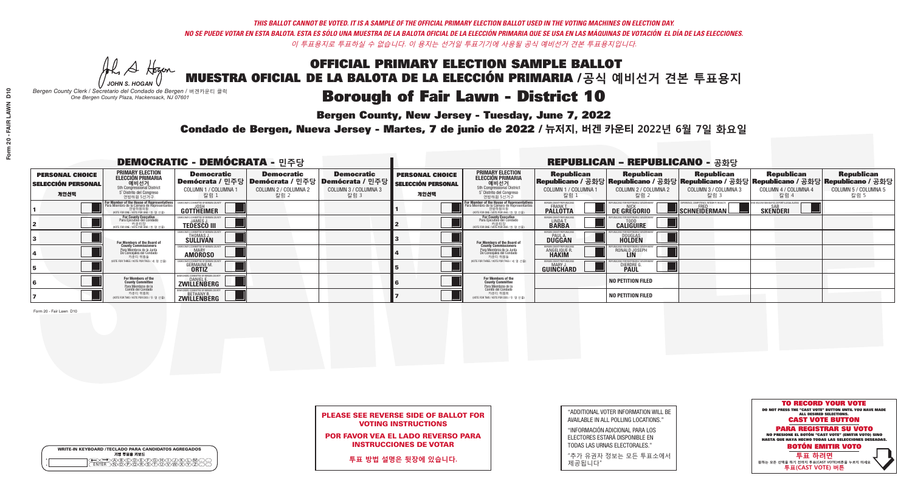*THIS BALLOT CANNOT BE VOTED. IT IS A SAMPLE OF THE OFFICIAL PRIMARY ELECTION BALLOT USED IN THE VOTING MACHINES ON ELECTION DAY.*
*NO SE PUEDE VOTAR EN ESTA BALOTA. ESTA ES SÓLO UNA MUESTRA DE LA BALOTA OFICIAL DE LA ELECCIÓN PRIMARIA QUE SE USA EN LAS MÁQUINAS DE VOTACIÓN EL DÍA DE LAS ELECCIONES.*
*이 투표용지로 투표하실 수 없습니다. 이 용지는 선거일 투표기기에 사용될 공식 예비선거 견본 투표용지입니다.*

JOHN S. HOGAN
*Bergen County Clerk / Secretario del Condado de Bergen /* 버겐카운티 클럭
*One Bergen County Plaza, Hackensack, NJ 07601*

# OFFICIAL PRIMARY ELECTION SAMPLE BALLOT
# MUESTRA OFICIAL DE LA BALOTA DE LA ELECCIÓN PRIMARIA /공식 예비선거 견본 투표용지

## Borough of Fair Lawn - District 10

**Bergen County, New Jersey - Tuesday, June 7, 2022**

**Condado de Bergen, Nueva Jersey - Martes, 7 de junio de 2022 / 뉴저지, 버겐 카운티 2022년 6월 7일 화요일**

### DEMOCRATIC - DEMÓCRATA - 민주당

| PERSONAL CHOICE / SELECCIÓN PERSONAL / 개인선택 | PRIMARY ELECTION / ELECCIÓN PRIMARIA / 예비선거 | Democratic / Demócrata / 민주당 COLUMN 1 / COLUMNA 1 / 칼럼 1 | Democratic / Demócrata / 민주당 COLUMN 2 / COLUMNA 2 / 칼럼 2 | Democratic / Demócrata / 민주당 COLUMN 3 / COLUMNA 3 / 칼럼 3 |
|---|---|---|---|---|
| 1 | For Member of the House of Representatives / Para Miembro de la Cámara de Representantes / 연방하원의원 (5th Congressional District) (VOTE FOR ONE / VOTE POR UNO / 한 명 선출) | JOSH GOTTHEIMER | | |
| 2 | For County Executive / Para Ejecutivo del Condado / 카운티장 (VOTE FOR ONE / VOTE POR UNO / 한 명 선출) | JAMES J. TEDESCO III | | |
| 3 | For Members of the Board of County Commissioners / Para Miembros de la Junta De Concejales del Condado / 카운티 위원들 (VOTE FOR THREE / VOTE POR TRES / 세 명 선출) | THOMAS J. SULLIVAN | | |
| 4 | | MARY AMOROSO | | |
| 5 | | GERMAINE M. ORTIZ | | |
| 6 | For Members of the County Committee / Para Miembros de la Comité del Condado / 카운티 위원회 (VOTE FOR TWO / VOTE POR DOS / 두 명 선출) | DANIEL E. ZWILLENBERG | | |
| 7 | | BETHANY R. ZWILLENBERG | | |

### REPUBLICAN - REPUBLICANO - 공화당

| PERSONAL CHOICE / SELECCIÓN PERSONAL / 개인선택 | PRIMARY ELECTION / ELECCIÓN PRIMARIA / 예비선거 | Republican / Republicano / 공화당 COLUMN 1 / COLUMNA 1 / 칼럼 1 | Republican / Republicano / 공화당 COLUMN 2 / COLUMNA 2 / 칼럼 2 | Republican / Republicano / 공화당 COLUMN 3 / COLUMNA 3 / 칼럼 3 | Republican / Republicano / 공화당 COLUMN 4 / COLUMNA 4 / 칼럼 4 | Republican / Republicano / 공화당 COLUMN 5 / COLUMNA 5 / 칼럼 5 |
|---|---|---|---|---|---|---|
| 1 | For Member of the House of Representatives / Para Miembro de la Cámara de Representantes / 연방하원의원 (5th Congressional District) (VOTE FOR ONE / VOTE POR UNO / 한 명 선출) | FRANK T. PALLOTTA | NICK DE GREGORIO | FRED SCHNEIDERMAN | SAB SKENDERI | |
| 2 | For County Executive / Para Ejecutivo del Condado / 카운티장 (VOTE FOR ONE / VOTE POR UNO / 한 명 선출) | LINDA T. BARBA | TODD CALIGUIRE | | | |
| 3 | For Members of the Board of County Commissioners / Para Miembros de la Junta De Concejales del Condado / 카운티 위원들 (VOTE FOR THREE / VOTE POR TRES / 세 명 선출) | PAUL A. DUGGAN | DOUGLAS HOLDEN | | | |
| 4 | | ANGELIQUE R. HAKIM | RONALD JOSEPH LIN | | | |
| 5 | | MARY J. GUINCHARD | DIERDRE G. PAUL | | | |
| 6 | For Members of the County Committee / Para Miembros de la Comité del Condado / 카운티 위원회 (VOTE FOR TWO / VOTE POR DOS / 두 명 선출) | | NO PETITION FILED | | | |
| 7 | | | NO PETITION FILED | | | |

**PLEASE SEE REVERSE SIDE OF BALLOT FOR VOTING INSTRUCTIONS**

**POR FAVOR VEA EL LADO REVERSO PARA INSTRUCCIONES DE VOTAR**

**투표 방법 설명은 뒷장에 있습니다.**

"ADDITIONAL VOTER INFORMATION WILL BE AVAILABLE IN ALL POLLING LOCATIONS."

"INFORMACIÓN ADICIONAL PARA LOS ELECTORES ESTARÁ DISPONIBLE EN TODAS LAS URNAS ELECTORALES."

"추가 유권자 정보는 모든 투표소에서 제공됩니다"

**TO RECORD YOUR VOTE**
DO NOT PRESS THE "CAST VOTE" BUTTON UNTIL YOU HAVE MADE ALL DESIRED SELECTIONS.
**CAST VOTE BUTTON**

**PARA REGISTRAR SU VOTO**
NO PRESIONE EL BOTÓN "CAST VOTE" (EMITIR VOTO) SINO HASTA QUE HAYA HECHO TODAS LAS SELECCIONES DESEADAS.
**BOTÓN EMITIR VOTO**

**투표 하려면**
원하는 모든 선택을 하기 전까지 투표(CAST VOTE)버튼을 누르지 마세요
**투표(CAST VOTE) 버튼**

WRITE-IN KEYBOARD /TECLADO PARA CANDIDATOS AGREGADOS
기명 투표용 키보드

Form 20 - Fair Lawn D10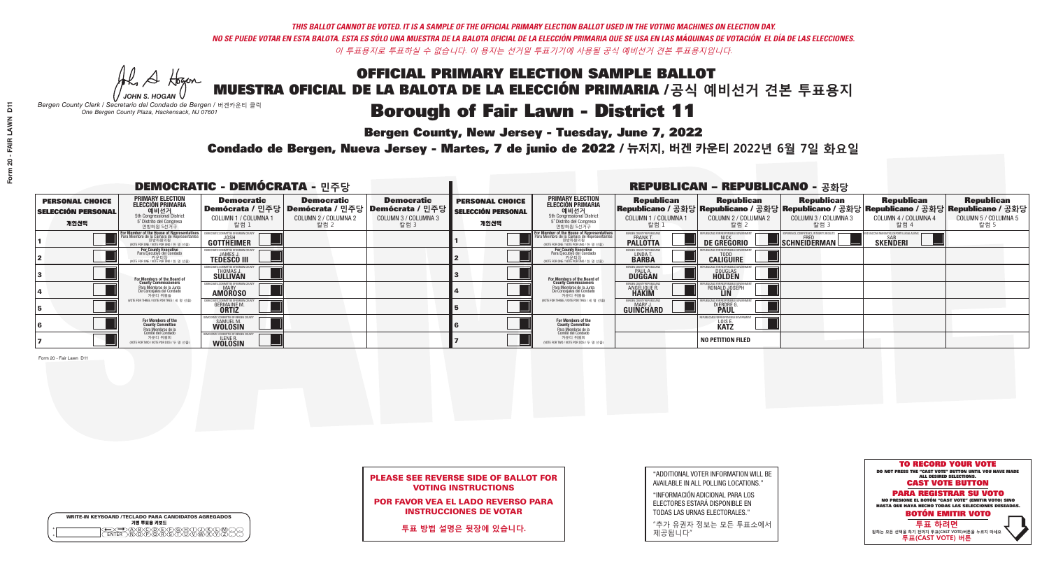*THIS BALLOT CANNOT BE VOTED. IT IS A SAMPLE OF THE OFFICIAL PRIMARY ELECTION BALLOT USED IN THE VOTING MACHINES ON ELECTION DAY.*
*NO SE PUEDE VOTAR EN ESTA BALOTA. ESTA ES SÓLO UNA MUESTRA DE LA BALOTA OFICIAL DE LA ELECCIÓN PRIMARIA QUE SE USA EN LAS MÁQUINAS DE VOTACIÓN EL DÍA DE LAS ELECCIONES.*
*이 투표용지로 투표하실 수 없습니다. 이 용지는 선거일 투표기기에 사용될 공식 예비선거 견본 투표용지입니다.*

JOHN S. HOGAN
*Bergen County Clerk / Secretario del Condado de Bergen / 버겐카운티 클럭*
*One Bergen County Plaza, Hackensack, NJ 07601*

# OFFICIAL PRIMARY ELECTION SAMPLE BALLOT
# MUESTRA OFICIAL DE LA BALOTA DE LA ELECCIÓN PRIMARIA /공식 예비선거 견본 투표용지

## Borough of Fair Lawn - District 11

**Bergen County, New Jersey - Tuesday, June 7, 2022**

**Condado de Bergen, Nueva Jersey - Martes, 7 de junio de 2022 / 뉴저지, 버겐 카운티 2022년 6월 7일 화요일**

### DEMOCRATIC - DEMÓCRATA - 민주당

| PERSONAL CHOICE / SELECCIÓN PERSONAL / 개인선택 | PRIMARY ELECTION / ELECCIÓN PRIMARIA / 예비선거 | Democratic / Demócrata / 민주당 COLUMN 1 / COLUMNA 1 / 칼럼 1 | Democratic / Demócrata / 민주당 COLUMN 2 / COLUMNA 2 / 칼럼 2 | Democratic / Demócrata / 민주당 COLUMN 3 / COLUMNA 3 / 칼럼 3 |
|---|---|---|---|---|
| 1 | For Member of the House of Representatives (5th Congressional District) (VOTE FOR ONE / VOTE POR UNO / 한 명 선출) | JOSH GOTTHEIMER | | |
| 2 | For County Executive (VOTE FOR ONE / VOTE POR UNO / 한 명 선출) | JAMES J. TEDESCO III | | |
| 3 | For Members of the Board of County Commissioners (VOTE FOR THREE / VOTE POR TRES / 세 명 선출) | THOMAS J. SULLIVAN | | |
| 4 | | MARY AMOROSO | | |
| 5 | | GERMAINE M. ORTIZ | | |
| 6 | For Members of the County Committee (VOTE FOR TWO / VOTE POR DOS / 두 명 선출) | SAMUEL M. WOLOSIN | | |
| 7 | | ILENE R. WOLOSIN | | |

### REPUBLICAN - REPUBLICANO - 공화당

| PERSONAL CHOICE / SELECCIÓN PERSONAL / 개인선택 | PRIMARY ELECTION / ELECCIÓN PRIMARIA / 예비선거 | Republican / Republicano / 공화당 COLUMN 1 / COLUMNA 1 / 칼럼 1 | Republican / Republicano / 공화당 COLUMN 2 / COLUMNA 2 / 칼럼 2 | Republican / Republicano / 공화당 COLUMN 3 / COLUMNA 3 / 칼럼 3 | Republican / Republicano / 공화당 COLUMN 4 / COLUMNA 4 / 칼럼 4 | Republican / Republicano / 공화당 COLUMN 5 / COLUMNA 5 / 칼럼 5 |
|---|---|---|---|---|---|---|
| 1 | For Member of the House of Representatives (5th Congressional District) (VOTE FOR ONE / VOTE POR UNO / 한 명 선출) | FRANK T. PALLOTTA | NICK DE GREGORIO | FRED SCHNEIDERMAN | SAB SKENDERI | |
| 2 | For County Executive (VOTE FOR ONE / VOTE POR UNO / 한 명 선출) | LINDA T. BARBA | TODD CALIGUIRE | | | |
| 3 | For Members of the Board of County Commissioners (VOTE FOR THREE / VOTE POR TRES / 세 명 선출) | PAUL A. DUGGAN | DOUGLAS HOLDEN | | | |
| 4 | | ANGELIQUE R. HAKIM | RONALD JOSEPH LIN | | | |
| 5 | | MARY J. GUINCHARD | DIERDRE G. PAUL | | | |
| 6 | For Members of the County Committee (VOTE FOR TWO / VOTE POR DOS / 두 명 선출) | | LOIS E. KATZ | | | |
| 7 | | | NO PETITION FILED | | | |

**PLEASE SEE REVERSE SIDE OF BALLOT FOR VOTING INSTRUCTIONS**

**POR FAVOR VEA EL LADO REVERSO PARA INSTRUCCIONES DE VOTAR**

**투표 방법 설명은 뒷장에 있습니다.**

"ADDITIONAL VOTER INFORMATION WILL BE AVAILABLE IN ALL POLLING LOCATIONS."

"INFORMACIÓN ADICIONAL PARA LOS ELECTORES ESTARÁ DISPONIBLE EN TODAS LAS URNAS ELECTORALES."

"추가 유권자 정보는 모든 투표소에서 제공됩니다"

**TO RECORD YOUR VOTE**
DO NOT PRESS THE "CAST VOTE" BUTTON UNTIL YOU HAVE MADE ALL DESIRED SELECTIONS.
**CAST VOTE BUTTON**

**PARA REGISTRAR SU VOTO**
NO PRESIONE EL BOTÓN "CAST VOTE" (EMITIR VOTO) SINO HASTA QUE HAYA HECHO TODAS LAS SELECCIONES DESEADAS.
**BOTÓN EMITIR VOTO**

**투표 하려면**
원하는 모든 선택을 하기 전까지 투표(CAST VOTE)버튼을 누르지 마세요
**투표(CAST VOTE) 버튼**

WRITE-IN KEYBOARD /TECLADO PARA CANDIDATOS AGREGADOS
기명 투표용 키보드

Form 20 - Fair Lawn D11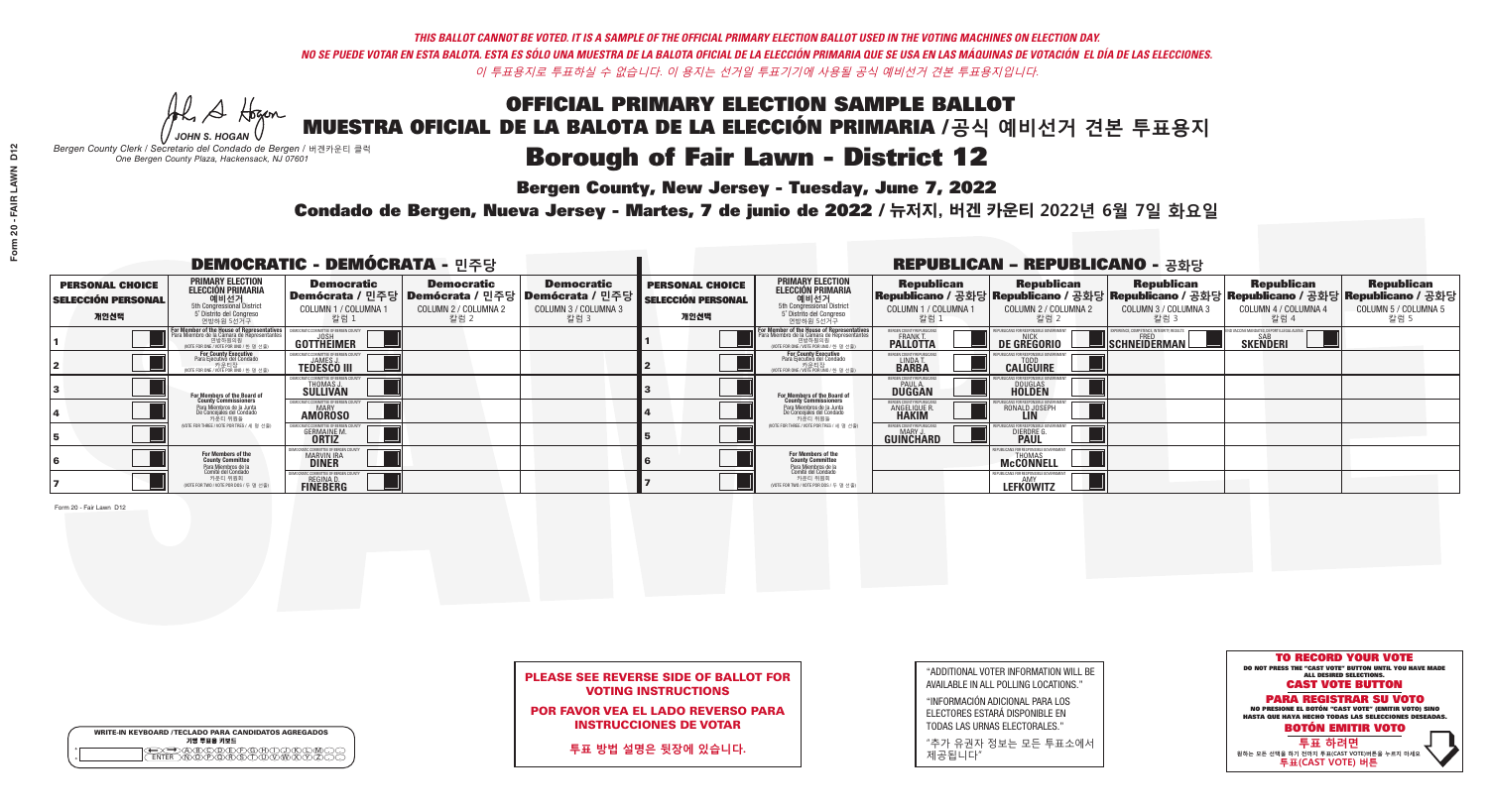*THIS BALLOT CANNOT BE VOTED. IT IS A SAMPLE OF THE OFFICIAL PRIMARY ELECTION BALLOT USED IN THE VOTING MACHINES ON ELECTION DAY.*
*NO SE PUEDE VOTAR EN ESTA BALOTA. ESTA ES SÓLO UNA MUESTRA DE LA BALOTA OFICIAL DE LA ELECCIÓN PRIMARIA QUE SE USA EN LAS MÁQUINAS DE VOTACIÓN EL DÍA DE LAS ELECCIONES.*
*이 투표용지로 투표하실 수 없습니다. 이 용지는 선거일 투표기기에 사용될 공식 예비선거 견본 투표용지입니다.*

JOHN S. HOGAN
*Bergen County Clerk / Secretario del Condado de Bergen / 버겐카운티 클럭*
*One Bergen County Plaza, Hackensack, NJ 07601*

# OFFICIAL PRIMARY ELECTION SAMPLE BALLOT
# MUESTRA OFICIAL DE LA BALOTA DE LA ELECCIÓN PRIMARIA / 공식 예비선거 견본 투표용지
# Borough of Fair Lawn - District 12

**Bergen County, New Jersey - Tuesday, June 7, 2022**
**Condado de Bergen, Nueva Jersey - Martes, 7 de junio de 2022 / 뉴저지, 버겐 카운티 2022년 6월 7일 화요일**

## DEMOCRATIC - DEMÓCRATA - 민주당

| PERSONAL CHOICE / SELECCIÓN PERSONAL / 개인선택 | PRIMARY ELECTION / ELECCIÓN PRIMARIA / 예비선거 | Democratic / Demócrata / 민주당 COLUMN 1 / COLUMNA 1 / 칼럼 1 | Democratic / Demócrata / 민주당 COLUMN 2 / COLUMNA 2 / 칼럼 2 | Democratic / Demócrata / 민주당 COLUMN 3 / COLUMNA 3 / 칼럼 3 |
|---|---|---|---|---|
| 1 | For Member of the House of Representatives / Para Miembro de la Cámara de Representantes / 연방하원의원 (5th Congressional District / 5° Distrito del Congreso / 연방하원 5선거구) (VOTE FOR ONE / VOTE POR UNO / 한 명 선출) | JOSH GOTTHEIMER | | |
| 2 | For County Executive / Para Ejecutivo del Condado / 카운티장 (VOTE FOR ONE / VOTE POR UNO / 한 명 선출) | JAMES J. TEDESCO III | | |
| 3 | For Members of the Board of County Commissioners / Para Miembros de la Junta De Concejales del Condado / 카운티 위원들 (VOTE FOR THREE / VOTE POR TRES / 세 명 선출) | THOMAS J. SULLIVAN | | |
| 4 | | MARY AMOROSO | | |
| 5 | | GERMAINE M. ORTIZ | | |
| 6 | For Members of the County Committee / Para Miembros de la Comité del Condado / 카운티 위원회 (VOTE FOR TWO / VOTE POR DOS / 두 명 선출) | MARVIN IRA DINER | | |
| 7 | | REGINA D. FINEBERG | | |

## REPUBLICAN - REPUBLICANO - 공화당

| PERSONAL CHOICE / SELECCIÓN PERSONAL / 개인선택 | PRIMARY ELECTION / ELECCIÓN PRIMARIA / 예비선거 | Republican / Republicano / 공화당 COLUMN 1 / COLUMNA 1 / 칼럼 1 | Republican / Republicano / 공화당 COLUMN 2 / COLUMNA 2 / 칼럼 2 | Republican / Republicano / 공화당 COLUMN 3 / COLUMNA 3 / 칼럼 3 | Republican / Republicano / 공화당 COLUMN 4 / COLUMNA 4 / 칼럼 4 | Republican / Republicano / 공화당 COLUMN 5 / COLUMNA 5 / 칼럼 5 |
|---|---|---|---|---|---|---|
| 1 | For Member of the House of Representatives / Para Miembro de la Cámara de Representantes / 연방하원의원 (5th Congressional District / 5° Distrito del Congreso / 연방하원 5선거구) (VOTE FOR ONE / VOTE POR UNO / 한 명 선출) | FRANK T. PALLOTTA | NICK DE GREGORIO | FRED SCHNEIDERMAN | SAB SKENDERI | |
| 2 | For County Executive / Para Ejecutivo del Condado / 카운티장 (VOTE FOR ONE / VOTE POR UNO / 한 명 선출) | LINDA T. BARBA | TODD CALIGUIRE | | | |
| 3 | For Members of the Board of County Commissioners / Para Miembros de la Junta De Concejales del Condado / 카운티 위원들 (VOTE FOR THREE / VOTE POR TRES / 세 명 선출) | PAUL A. DUGGAN | DOUGLAS HOLDEN | | | |
| 4 | | ANGELIQUE R. HAKIM | RONALD JOSEPH LIN | | | |
| 5 | | MARY J. GUINCHARD | DIERDRE G. PAUL | | | |
| 6 | For Members of the County Committee / Para Miembros de la Comité del Condado / 카운티 위원회 (VOTE FOR TWO / VOTE POR DOS / 두 명 선출) | | THOMAS McCONNELL | | | |
| 7 | | | AMY LEFKOWITZ | | | |

**PLEASE SEE REVERSE SIDE OF BALLOT FOR VOTING INSTRUCTIONS**

**POR FAVOR VEA EL LADO REVERSO PARA INSTRUCCIONES DE VOTAR**

**투표 방법 설명은 뒷장에 있습니다.**

"ADDITIONAL VOTER INFORMATION WILL BE AVAILABLE IN ALL POLLING LOCATIONS."

"INFORMACIÓN ADICIONAL PARA LOS ELECTORES ESTARÁ DISPONIBLE EN TODAS LAS URNAS ELECTORALES."

"추가 유권자 정보는 모든 투표소에서 제공됩니다"

**TO RECORD YOUR VOTE**
DO NOT PRESS THE "CAST VOTE" BUTTON UNTIL YOU HAVE MADE ALL DESIRED SELECTIONS.
**CAST VOTE BUTTON**
**PARA REGISTRAR SU VOTO**
NO PRESIONE EL BOTÓN "CAST VOTE" (EMITIR VOTO) SINO HASTA QUE HAYA HECHO TODAS LAS SELECCIONES DESEADAS.
**BOTÓN EMITIR VOTO**
**투표 하려면**
원하는 모든 선택을 하기 전까지 투표(CAST VOTE)버튼을 누르지 마세요
**투표(CAST VOTE) 버튼**

WRITE-IN KEYBOARD /TECLADO PARA CANDIDATOS AGREGADOS
기명 투표용 키보드

Form 20 - Fair Lawn D12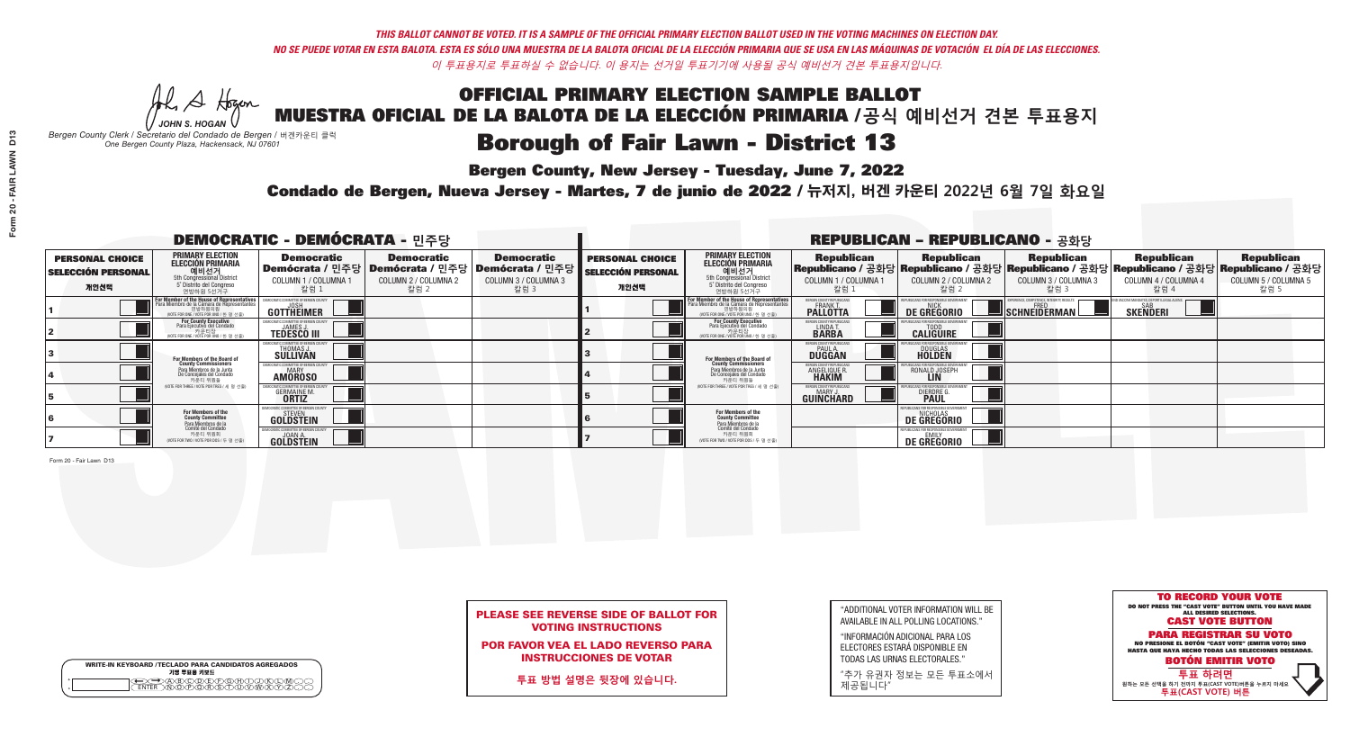*THIS BALLOT CANNOT BE VOTED. IT IS A SAMPLE OF THE OFFICIAL PRIMARY ELECTION BALLOT USED IN THE VOTING MACHINES ON ELECTION DAY.*
*NO SE PUEDE VOTAR EN ESTA BALOTA. ESTA ES SÓLO UNA MUESTRA DE LA BALOTA OFICIAL DE LA ELECCIÓN PRIMARIA QUE SE USA EN LAS MÁQUINAS DE VOTACIÓN EL DÍA DE LAS ELECCIONES.*
*이 투표용지로 투표하실 수 없습니다. 이 용지는 선거일 투표기기에 사용될 공식 예비선거 견본 투표용지입니다.*

JOHN S. HOGAN
*Bergen County Clerk / Secretario del Condado de Bergen / 버겐카운티 클럭*
*One Bergen County Plaza, Hackensack, NJ 07601*

# OFFICIAL PRIMARY ELECTION SAMPLE BALLOT
# MUESTRA OFICIAL DE LA BALOTA DE LA ELECCIÓN PRIMARIA / 공식 예비선거 견본 투표용지

## Borough of Fair Lawn - District 13

**Bergen County, New Jersey - Tuesday, June 7, 2022**

**Condado de Bergen, Nueva Jersey - Martes, 7 de junio de 2022 / 뉴저지, 버겐 카운티 2022년 6월 7일 화요일**

### DEMOCRATIC - DEMÓCRATA - 민주당

| PERSONAL CHOICE / SELECCIÓN PERSONAL / 개인선택 | PRIMARY ELECTION / ELECCIÓN PRIMARIA / 예비선거 | Democratic / Demócrata / 민주당 COLUMN 1 / COLUMNA 1 / 칼럼 1 | Democratic / Demócrata / 민주당 COLUMN 2 / COLUMNA 2 / 칼럼 2 | Democratic / Demócrata / 민주당 COLUMN 3 / COLUMNA 3 / 칼럼 3 |
|---|---|---|---|---|
| 1 | For Member of the House of Representatives / Para Miembro de la Cámara de Representantes / 연방하원의원 (5th Congressional District / 5° Distrito del Congreso / 연방하원 5선거구) (VOTE FOR ONE / VOTE POR UNO / 한 명 선출) | JOSH GOTTHEIMER | | |
| 2 | For County Executive / Para Ejecutivo del Condado / 카운티장 (VOTE FOR ONE / VOTE POR UNO / 한 명 선출) | JAMES J. TEDESCO III | | |
| 3 | For Members of the Board of County Commissioners / Para Miembros de la Junta De Concejales del Condado / 카운티 위원들 (VOTE FOR THREE / VOTE POR TRES / 세 명 선출) | THOMAS J. SULLIVAN | | |
| 4 | | MARY AMOROSO | | |
| 5 | | GERMAINE M. ORTIZ | | |
| 6 | For Members of the County Committee / Para Miembros de la Comité del Condado / 카운티 위원회 (VOTE FOR TWO / VOTE POR DOS / 두 명 선출) | STEVEN GOLDSTEIN | | |
| 7 | | JOAN A. GOLDSTEIN | | |

### REPUBLICAN - REPUBLICANO - 공화당

| PERSONAL CHOICE / SELECCIÓN PERSONAL / 개인선택 | PRIMARY ELECTION / ELECCIÓN PRIMARIA / 예비선거 | Republican / Republicano / 공화당 COLUMN 1 / COLUMNA 1 / 칼럼 1 | Republican / Republicano / 공화당 COLUMN 2 / COLUMNA 2 / 칼럼 2 | Republican / Republicano / 공화당 COLUMN 3 / COLUMNA 3 / 칼럼 3 | Republican / Republicano / 공화당 COLUMN 4 / COLUMNA 4 / 칼럼 4 | Republican / Republicano / 공화당 COLUMN 5 / COLUMNA 5 / 칼럼 5 |
|---|---|---|---|---|---|---|
| 1 | For Member of the House of Representatives / Para Miembro de la Cámara de Representantes / 연방하원의원 (5th Congressional District / 5° Distrito del Congreso / 연방하원 5선거구) (VOTE FOR ONE / VOTE POR UNO / 한 명 선출) | FRANK T. PALLOTTA | NICK DE GREGORIO | FRED SCHNEIDERMAN | SAB SKENDERI | |
| 2 | For County Executive / Para Ejecutivo del Condado / 카운티장 (VOTE FOR ONE / VOTE POR UNO / 한 명 선출) | LINDA T. BARBA | TODD CALIGUIRE | | | |
| 3 | For Members of the Board of County Commissioners / Para Miembros de la Junta De Concejales del Condado / 카운티 위원들 (VOTE FOR THREE / VOTE POR TRES / 세 명 선출) | PAUL A. DUGGAN | DOUGLAS HOLDEN | | | |
| 4 | | ANGELIQUE R. HAKIM | RONALD JOSEPH LIN | | | |
| 5 | | MARY J. GUINCHARD | DIERDRE G. PAUL | | | |
| 6 | For Members of the County Committee / Para Miembros de la Comité del Condado / 카운티 위원회 (VOTE FOR TWO / VOTE POR DOS / 두 명 선출) | | NICHOLAS DE GREGORIO | | | |
| 7 | | | EMILY DE GREGORIO | | | |

Form 20 - Fair Lawn D13

**PLEASE SEE REVERSE SIDE OF BALLOT FOR VOTING INSTRUCTIONS**

**POR FAVOR VEA EL LADO REVERSO PARA INSTRUCCIONES DE VOTAR**

**투표 방법 설명은 뒷장에 있습니다.**

"ADDITIONAL VOTER INFORMATION WILL BE AVAILABLE IN ALL POLLING LOCATIONS."

"INFORMACIÓN ADICIONAL PARA LOS ELECTORES ESTARÁ DISPONIBLE EN TODAS LAS URNAS ELECTORALES."

"추가 유권자 정보는 모든 투표소에서 제공됩니다"

**TO RECORD YOUR VOTE**
DO NOT PRESS THE "CAST VOTE" BUTTON UNTIL YOU HAVE MADE ALL DESIRED SELECTIONS.
**CAST VOTE BUTTON**

**PARA REGISTRAR SU VOTO**
NO PRESIONE EL BOTÓN "CAST VOTE" (EMITIR VOTO) SINO HASTA QUE HAYA HECHO TODAS LAS SELECCIONES DESEADAS.
**BOTÓN EMITIR VOTO**

**투표 하려면**
원하는 모든 선택을 하기 전까지 투표(CAST VOTE)버튼을 누르지 마세요
**투표(CAST VOTE) 버튼**

WRITE-IN KEYBOARD / TECLADO PARA CANDIDATOS AGREGADOS
기명 투표용 키보드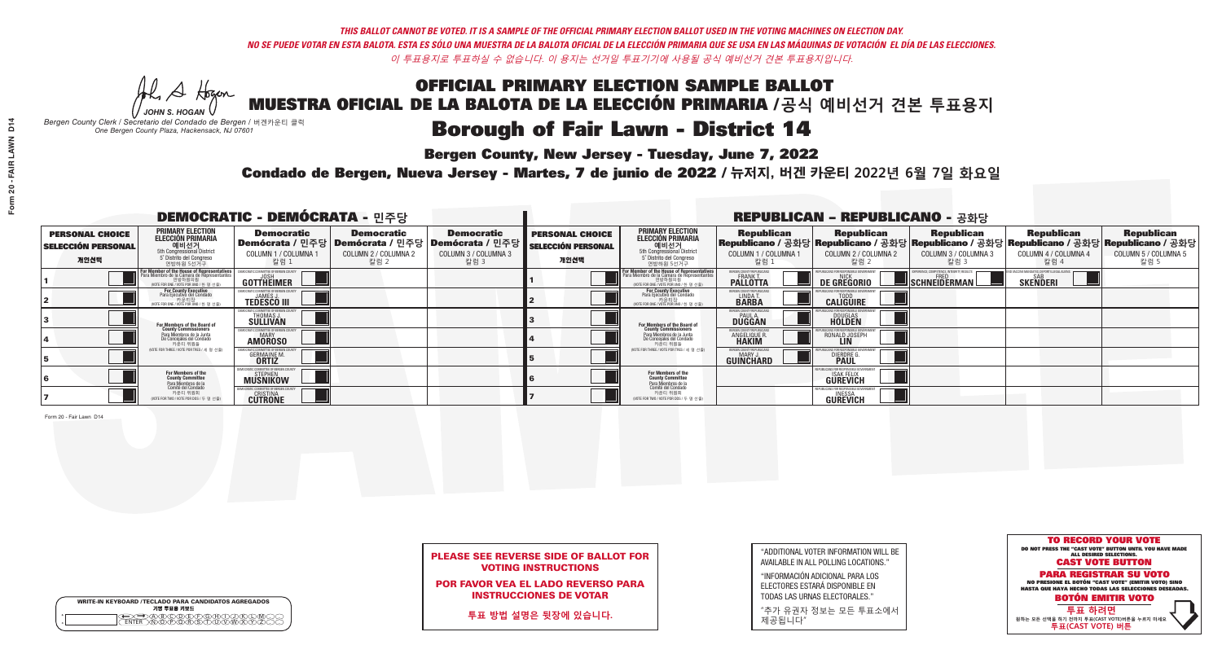*THIS BALLOT CANNOT BE VOTED. IT IS A SAMPLE OF THE OFFICIAL PRIMARY ELECTION BALLOT USED IN THE VOTING MACHINES ON ELECTION DAY.*
*NO SE PUEDE VOTAR EN ESTA BALOTA. ESTA ES SÓLO UNA MUESTRA DE LA BALOTA OFICIAL DE LA ELECCIÓN PRIMARIA QUE SE USA EN LAS MÁQUINAS DE VOTACIÓN EL DÍA DE LAS ELECCIONES.*
*이 투표용지로 투표하실 수 없습니다. 이 용지는 선거일 투표기기에 사용될 공식 예비선거 견본 투표용지입니다.*

JOHN S. HOGAN
*Bergen County Clerk / Secretario del Condado de Bergen / 버겐카운티 클럭*
*One Bergen County Plaza, Hackensack, NJ 07601*

# OFFICIAL PRIMARY ELECTION SAMPLE BALLOT
# MUESTRA OFICIAL DE LA BALOTA DE LA ELECCIÓN PRIMARIA / 공식 예비선거 견본 투표용지

## Borough of Fair Lawn - District 14

**Bergen County, New Jersey - Tuesday, June 7, 2022**

**Condado de Bergen, Nueva Jersey - Martes, 7 de junio de 2022 / 뉴저지, 버겐 카운티 2022년 6월 7일 화요일**

### DEMOCRATIC - DEMÓCRATA - 민주당

| PERSONAL CHOICE / SELECCIÓN PERSONAL / 개인선택 | PRIMARY ELECTION / ELECCIÓN PRIMARIA / 예비선거 (5th Congressional District / 5° Distrito del Congreso / 연방하원 5선거구) | Democratic / Demócrata / 민주당 COLUMN 1 / COLUMNA 1 / 칼럼 1 | Democratic / Demócrata / 민주당 COLUMN 2 / COLUMNA 2 / 칼럼 2 | Democratic / Demócrata / 민주당 COLUMN 3 / COLUMNA 3 / 칼럼 3 |
|---|---|---|---|---|
| 1 | For Member of the House of Representatives / Para Miembro de la Cámara de Representantes / 연방하원의원 (VOTE FOR ONE / VOTE POR UNO / 한 명 선출) | JOSH GOTTHEIMER | | |
| 2 | For County Executive / Para Ejecutivo del Condado / 카운티장 (VOTE FOR ONE / VOTE POR UNO / 한 명 선출) | JAMES J. TEDESCO III | | |
| 3 | For Members of the Board of County Commissioners / Para Miembros de la Junta De Concejales del Condado / 카운티 위원들 (VOTE FOR THREE / VOTE POR TRES / 세 명 선출) | THOMAS J. SULLIVAN | | |
| 4 | | MARY AMOROSO | | |
| 5 | | GERMAINE M. ORTIZ | | |
| 6 | For Members of the County Committee / Para Miembros de la Comité del Condado / 카운티 위원회 (VOTE FOR TWO / VOTE POR DOS / 두 명 선출) | STEPHEN MUSNIKOW | | |
| 7 | | CRISTINA CUTRONE | | |

### REPUBLICAN - REPUBLICANO - 공화당

| PERSONAL CHOICE / SELECCIÓN PERSONAL / 개인선택 | PRIMARY ELECTION / ELECCIÓN PRIMARIA / 예비선거 (5th Congressional District / 5° Distrito del Congreso / 연방하원 5선거구) | Republican / Republicano / 공화당 COLUMN 1 / COLUMNA 1 / 칼럼 1 | Republican / Republicano / 공화당 COLUMN 2 / COLUMNA 2 / 칼럼 2 | Republican / Republicano / 공화당 COLUMN 3 / COLUMNA 3 / 칼럼 3 | Republican / Republicano / 공화당 COLUMN 4 / COLUMNA 4 / 칼럼 4 | Republican / Republicano / 공화당 COLUMN 5 / COLUMNA 5 / 칼럼 5 |
|---|---|---|---|---|---|---|
| 1 | For Member of the House of Representatives / Para Miembro de la Cámara de Representantes / 연방하원의원 (VOTE FOR ONE / VOTE POR UNO / 한 명 선출) | FRANK T. PALLOTTA | NICK DE GREGORIO | FRED SCHNEIDERMAN | SAB SKENDERI | |
| 2 | For County Executive / Para Ejecutivo del Condado / 카운티장 (VOTE FOR ONE / VOTE POR UNO / 한 명 선출) | LINDA T. BARBA | TODD CALIGUIRE | | | |
| 3 | For Members of the Board of County Commissioners / Para Miembros de la Junta De Concejales del Condado / 카운티 위원들 (VOTE FOR THREE / VOTE POR TRES / 세 명 선출) | PAUL A. DUGGAN | DOUGLAS HOLDEN | | | |
| 4 | | ANGELIQUE R. HAKIM | RONALD JOSEPH LIN | | | |
| 5 | | MARY J. GUINCHARD | DIERDRE G. PAUL | | | |
| 6 | For Members of the County Committee / Para Miembros de la Comité del Condado / 카운티 위원회 (VOTE FOR TWO / VOTE POR DOS / 두 명 선출) | | ISAK FELIX GUREVICH | | | |
| 7 | | | INESSA GUREVICH | | | |

Form 20 - Fair Lawn D14

**PLEASE SEE REVERSE SIDE OF BALLOT FOR VOTING INSTRUCTIONS**

**POR FAVOR VEA EL LADO REVERSO PARA INSTRUCCIONES DE VOTAR**

**투표 방법 설명은 뒷장에 있습니다.**

"ADDITIONAL VOTER INFORMATION WILL BE AVAILABLE IN ALL POLLING LOCATIONS."

"INFORMACIÓN ADICIONAL PARA LOS ELECTORES ESTARÁ DISPONIBLE EN TODAS LAS URNAS ELECTORALES."

"추가 유권자 정보는 모든 투표소에서 제공됩니다"

**TO RECORD YOUR VOTE**
DO NOT PRESS THE "CAST VOTE" BUTTON UNTIL YOU HAVE MADE ALL DESIRED SELECTIONS.
**CAST VOTE BUTTON**

**PARA REGISTRAR SU VOTO**
NO PRESIONE EL BOTÓN "CAST VOTE" (EMITIR VOTO) SINO HASTA QUE HAYA HECHO TODAS LAS SELECCIONES DESEADAS.
**BOTÓN EMITIR VOTO**

**투표 하려면**
원하는 모든 선택을 하기 전까지 투표(CAST VOTE)버튼을 누르지 마세요
**투표(CAST VOTE) 버튼**

WRITE-IN KEYBOARD / TECLADO PARA CANDIDATOS AGREGADOS
기명 투표용 키보드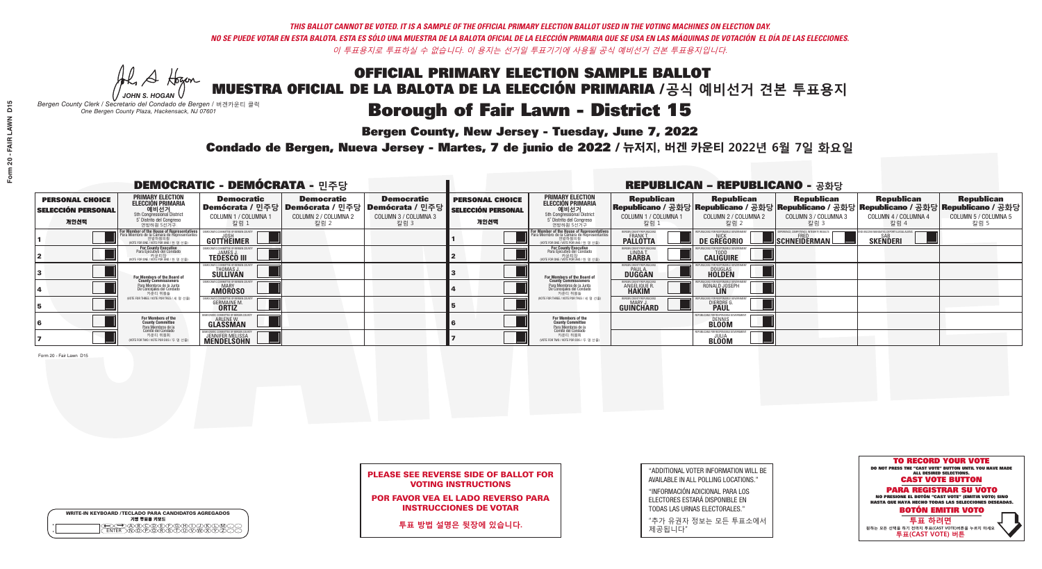*THIS BALLOT CANNOT BE VOTED. IT IS A SAMPLE OF THE OFFICIAL PRIMARY ELECTION BALLOT USED IN THE VOTING MACHINES ON ELECTION DAY.*
*NO SE PUEDE VOTAR EN ESTA BALOTA. ESTA ES SÓLO UNA MUESTRA DE LA BALOTA OFICIAL DE LA ELECCIÓN PRIMARIA QUE SE USA EN LAS MÁQUINAS DE VOTACIÓN EL DÍA DE LAS ELECCIONES.*
*이 투표용지로 투표하실 수 없습니다. 이 용지는 선거일 투표기기에 사용될 공식 예비선거 견본 투표용지입니다.*

JOHN S. HOGAN
*Bergen County Clerk / Secretario del Condado de Bergen / 버겐카운티 클럭*
*One Bergen County Plaza, Hackensack, NJ 07601*

# OFFICIAL PRIMARY ELECTION SAMPLE BALLOT
# MUESTRA OFICIAL DE LA BALOTA DE LA ELECCIÓN PRIMARIA /공식 예비선거 견본 투표용지

## Borough of Fair Lawn - District 15

**Bergen County, New Jersey - Tuesday, June 7, 2022**

**Condado de Bergen, Nueva Jersey - Martes, 7 de junio de 2022 / 뉴저지, 버겐 카운티 2022년 6월 7일 화요일**

### DEMOCRATIC - DEMÓCRATA - 민주당

| PERSONAL CHOICE / SELECCIÓN PERSONAL / 개인선택 | PRIMARY ELECTION / ELECCIÓN PRIMARIA / 예비선거 | Democratic / Demócrata / 민주당 COLUMN 1 / COLUMNA 1 / 칼럼 1 | Democratic / Demócrata / 민주당 COLUMN 2 / COLUMNA 2 / 칼럼 2 | Democratic / Demócrata / 민주당 COLUMN 3 / COLUMNA 3 / 칼럼 3 |
|---|---|---|---|---|
| 1 | For Member of the House of Representatives / Para Miembro de la Cámara de Representantes / 연방하원의원 (5th Congressional District) (VOTE FOR ONE / VOTE POR UNO / 한 명 선출) | JOSH GOTTHEIMER | | |
| 2 | For County Executive / Para Ejecutivo del Condado / 카운티장 (VOTE FOR ONE / VOTE POR UNO / 한 명 선출) | JAMES J. TEDESCO III | | |
| 3 | For Members of the Board of County Commissioners / Para Miembros de la Junta De Concejales del Condado / 카운티 위원들 (VOTE FOR THREE / VOTE POR TRES / 세 명 선출) | THOMAS J. SULLIVAN | | |
| 4 | | MARY AMOROSO | | |
| 5 | | GERMAINE M. ORTIZ | | |
| 6 | For Members of the County Committee / Para Miembros de la Comité del Condado / 카운티 위원회 (VOTE FOR TWO / VOTE POR DOS / 두 명 선출) | ARLENE W. GLASSMAN | | |
| 7 | | JENNIFER MELISSA MENDELSOHN | | |

### REPUBLICAN - REPUBLICANO - 공화당

| PERSONAL CHOICE / SELECCIÓN PERSONAL / 개인선택 | PRIMARY ELECTION / ELECCIÓN PRIMARIA / 예비선거 | Republican / Republicano / 공화당 COLUMN 1 / COLUMNA 1 / 칼럼 1 | Republican / Republicano / 공화당 COLUMN 2 / COLUMNA 2 / 칼럼 2 | Republican / Republicano / 공화당 COLUMN 3 / COLUMNA 3 / 칼럼 3 | Republican / Republicano / 공화당 COLUMN 4 / COLUMNA 4 / 칼럼 4 | Republican / Republicano / 공화당 COLUMN 5 / COLUMNA 5 / 칼럼 5 |
|---|---|---|---|---|---|---|
| 1 | For Member of the House of Representatives / Para Miembro de la Cámara de Representantes / 연방하원의원 (5th Congressional District) (VOTE FOR ONE / VOTE POR UNO / 한 명 선출) | FRANK T. PALLOTTA | NICK DE GREGORIO | FRED SCHNEIDERMAN | SAB SKENDERI | |
| 2 | For County Executive / Para Ejecutivo del Condado / 카운티장 (VOTE FOR ONE / VOTE POR UNO / 한 명 선출) | LINDA T. BARBA | TODD CALIGUIRE | | | |
| 3 | For Members of the Board of County Commissioners / Para Miembros de la Junta De Concejales del Condado / 카운티 위원들 (VOTE FOR THREE / VOTE POR TRES / 세 명 선출) | PAUL A. DUGGAN | DOUGLAS HOLDEN | | | |
| 4 | | ANGELIQUE R. HAKIM | RONALD JOSEPH LIN | | | |
| 5 | | MARY J. GUINCHARD | DIERDRE G. PAUL | | | |
| 6 | For Members of the County Committee / Para Miembros de la Comité del Condado / 카운티 위원회 (VOTE FOR TWO / VOTE POR DOS / 두 명 선출) | | DENNIS BLOOM | | | |
| 7 | | | JULIA BLOOM | | | |

**PLEASE SEE REVERSE SIDE OF BALLOT FOR VOTING INSTRUCTIONS**

**POR FAVOR VEA EL LADO REVERSO PARA INSTRUCCIONES DE VOTAR**

**투표 방법 설명은 뒷장에 있습니다.**

"ADDITIONAL VOTER INFORMATION WILL BE AVAILABLE IN ALL POLLING LOCATIONS."

"INFORMACIÓN ADICIONAL PARA LOS ELECTORES ESTARÁ DISPONIBLE EN TODAS LAS URNAS ELECTORALES."

"추가 유권자 정보는 모든 투표소에서 제공됩니다"

**TO RECORD YOUR VOTE**
DO NOT PRESS THE "CAST VOTE" BUTTON UNTIL YOU HAVE MADE ALL DESIRED SELECTIONS.
**CAST VOTE BUTTON**

**PARA REGISTRAR SU VOTO**
NO PRESIONE EL BOTÓN "CAST VOTE" (EMITIR VOTO) SINO HASTA QUE HAYA HECHO TODAS LAS SELECCIONES DESEADAS.
**BOTÓN EMITIR VOTO**

**투표 하려면**
원하는 모든 선택을 하기 전까지 투표(CAST VOTE)버튼을 누르지 마세요
**투표(CAST VOTE) 버튼**

WRITE-IN KEYBOARD /TECLADO PARA CANDIDATOS AGREGADOS
기명 투표용 키보드

Form 20 - Fair Lawn D15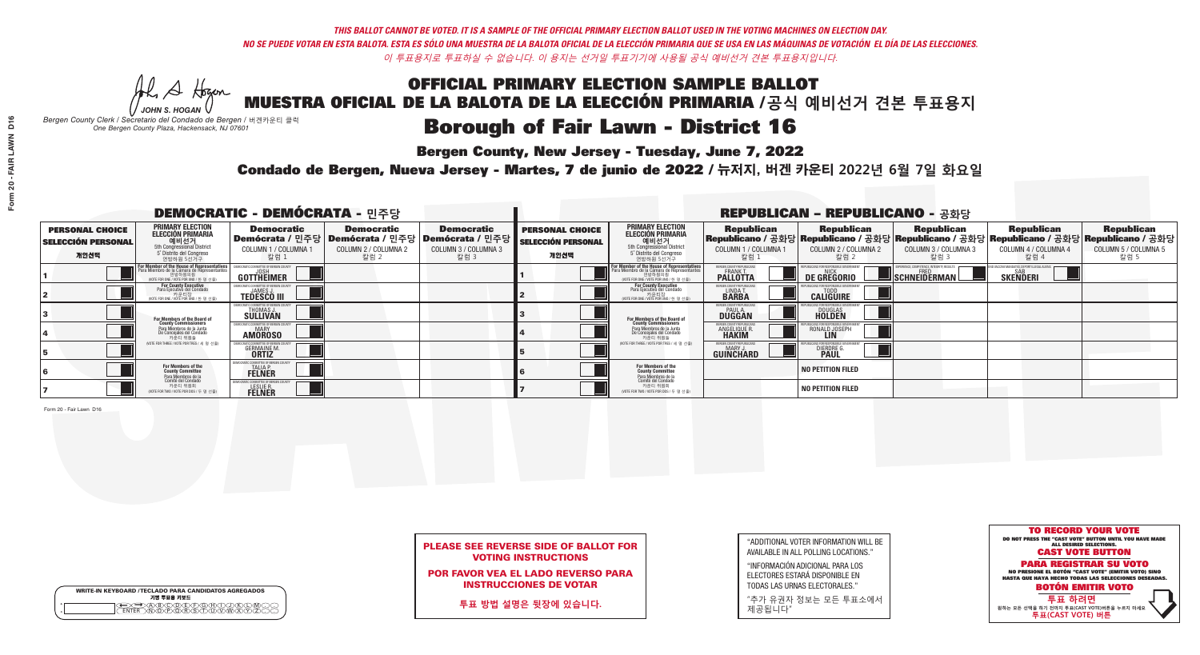*THIS BALLOT CANNOT BE VOTED. IT IS A SAMPLE OF THE OFFICIAL PRIMARY ELECTION BALLOT USED IN THE VOTING MACHINES ON ELECTION DAY.*
*NO SE PUEDE VOTAR EN ESTA BALOTA. ESTA ES SÓLO UNA MUESTRA DE LA BALOTA OFICIAL DE LA ELECCIÓN PRIMARIA QUE SE USA EN LAS MÁQUINAS DE VOTACIÓN EL DÍA DE LAS ELECCIONES.*
*이 투표용지로 투표하실 수 없습니다. 이 용지는 선거일 투표기기에 사용될 공식 예비선거 견본 투표용지입니다.*

JOHN S. HOGAN
*Bergen County Clerk / Secretario del Condado de Bergen / 버겐카운티 클럭*
*One Bergen County Plaza, Hackensack, NJ 07601*

# OFFICIAL PRIMARY ELECTION SAMPLE BALLOT
# MUESTRA OFICIAL DE LA BALOTA DE LA ELECCIÓN PRIMARIA /공식 예비선거 견본 투표용지

## Borough of Fair Lawn - District 16

**Bergen County, New Jersey - Tuesday, June 7, 2022**

**Condado de Bergen, Nueva Jersey - Martes, 7 de junio de 2022 / 뉴저지, 버겐 카운티 2022년 6월 7일 화요일**

### DEMOCRATIC - DEMÓCRATA - 민주당

| PERSONAL CHOICE / SELECCIÓN PERSONAL / 개인선택 | PRIMARY ELECTION / ELECCIÓN PRIMARIA / 예비선거 | Democratic / Demócrata / 민주당 COLUMN 1 / COLUMNA 1 / 칼럼 1 | Democratic / Demócrata / 민주당 COLUMN 2 / COLUMNA 2 / 칼럼 2 | Democratic / Demócrata / 민주당 COLUMN 3 / COLUMNA 3 / 칼럼 3 |
|---|---|---|---|---|
| 1 | For Member of the House of Representatives / Para Miembro de la Cámara de Representantes / 연방하원의원 (5th Congressional District / 5° Distrito del Congreso / 연방하원 5선거구) (VOTE FOR ONE / VOTE POR UNO / 한 명 선출) | JOSH GOTTHEIMER | | |
| 2 | For County Executive / Para Ejecutivo del Condado / 카운티장 (VOTE FOR ONE / VOTE POR UNO / 한 명 선출) | JAMES J. TEDESCO III | | |
| 3 | For Members of the Board of County Commissioners / Para Miembros de la Junta De Concejales del Condado / 카운티 위원들 (VOTE FOR THREE / VOTE POR TRES / 세 명 선출) | THOMAS J. SULLIVAN | | |
| 4 | | MARY AMOROSO | | |
| 5 | | GERMAINE M. ORTIZ | | |
| 6 | For Members of the County Committee / Para Miembros de la Comité del Condado / 카운티 위원회 (VOTE FOR TWO / VOTE POR DOS / 두 명 선출) | TALIA P. FELNER | | |
| 7 | | LESLIE R. FELNER | | |

### REPUBLICAN - REPUBLICANO - 공화당

| PERSONAL CHOICE / SELECCIÓN PERSONAL / 개인선택 | PRIMARY ELECTION / ELECCIÓN PRIMARIA / 예비선거 | Republican / Republicano / 공화당 COLUMN 1 / COLUMNA 1 / 칼럼 1 | Republican / Republicano / 공화당 COLUMN 2 / COLUMNA 2 / 칼럼 2 | Republican / Republicano / 공화당 COLUMN 3 / COLUMNA 3 / 칼럼 3 | Republican / Republicano / 공화당 COLUMN 4 / COLUMNA 4 / 칼럼 4 | Republican / Republicano / 공화당 COLUMN 5 / COLUMNA 5 / 칼럼 5 |
|---|---|---|---|---|---|---|
| 1 | For Member of the House of Representatives / Para Miembro de la Cámara de Representantes / 연방하원의원 (5th Congressional District / 5° Distrito del Congreso / 연방하원 5선거구) (VOTE FOR ONE / VOTE POR UNO / 한 명 선출) | FRANK T. PALLOTTA | NICK DE GREGORIO | FRED SCHNEIDERMAN | SAB SKENDERI | |
| 2 | For County Executive / Para Ejecutivo del Condado / 카운티장 (VOTE FOR ONE / VOTE POR UNO / 한 명 선출) | LINDA T. BARBA | TODD CALIGUIRE | | | |
| 3 | For Members of the Board of County Commissioners / Para Miembros de la Junta De Concejales del Condado / 카운티 위원들 (VOTE FOR THREE / VOTE POR TRES / 세 명 선출) | PAUL A. DUGGAN | DOUGLAS HOLDEN | | | |
| 4 | | ANGELIQUE R. HAKIM | RONALD JOSEPH LIN | | | |
| 5 | | MARY J. GUINCHARD | DIERDRE G. PAUL | | | |
| 6 | For Members of the County Committee / Para Miembros de la Comité del Condado / 카운티 위원회 (VOTE FOR TWO / VOTE POR DOS / 두 명 선출) | | NO PETITION FILED | | | |
| 7 | | | NO PETITION FILED | | | |

Form 20 - Fair Lawn D16

**PLEASE SEE REVERSE SIDE OF BALLOT FOR VOTING INSTRUCTIONS**

**POR FAVOR VEA EL LADO REVERSO PARA INSTRUCCIONES DE VOTAR**

**투표 방법 설명은 뒷장에 있습니다.**

"ADDITIONAL VOTER INFORMATION WILL BE AVAILABLE IN ALL POLLING LOCATIONS."

"INFORMACIÓN ADICIONAL PARA LOS ELECTORES ESTARÁ DISPONIBLE EN TODAS LAS URNAS ELECTORALES."

"추가 유권자 정보는 모든 투표소에서 제공됩니다"

WRITE-IN KEYBOARD /TECLADO PARA CANDIDATOS AGREGADOS
기명 투표용 키보드

**TO RECORD YOUR VOTE**
DO NOT PRESS THE "CAST VOTE" BUTTON UNTIL YOU HAVE MADE ALL DESIRED SELECTIONS.
**CAST VOTE BUTTON**
**PARA REGISTRAR SU VOTO**
NO PRESIONE EL BOTÓN "CAST VOTE" (EMITIR VOTO) SINO HASTA QUE HAYA HECHO TODAS LAS SELECCIONES DESEADAS.
**BOTÓN EMITIR VOTO**
**투표 하려면**
원하는 모든 선택을 하기 전까지 투표(CAST VOTE)버튼을 누르지 마세요
**투표(CAST VOTE) 버튼**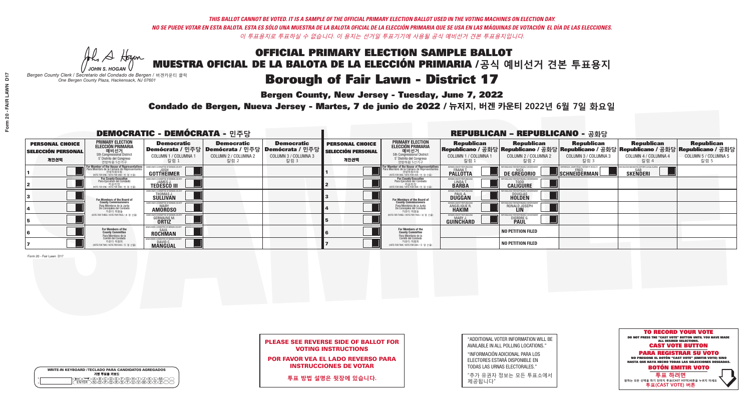*THIS BALLOT CANNOT BE VOTED. IT IS A SAMPLE OF THE OFFICIAL PRIMARY ELECTION BALLOT USED IN THE VOTING MACHINES ON ELECTION DAY.*
*NO SE PUEDE VOTAR EN ESTA BALOTA. ESTA ES SÓLO UNA MUESTRA DE LA BALOTA OFICIAL DE LA ELECCIÓN PRIMARIA QUE SE USA EN LAS MÁQUINAS DE VOTACIÓN EL DÍA DE LAS ELECCIONES.*
*이 투표용지로 투표하실 수 없습니다. 이 용지는 선거일 투표기기에 사용될 공식 예비선거 견본 투표용지입니다.*

JOHN S. HOGAN
*Bergen County Clerk / Secretario del Condado de Bergen / 버겐카운티 클럭*
*One Bergen County Plaza, Hackensack, NJ 07601*

# OFFICIAL PRIMARY ELECTION SAMPLE BALLOT
# MUESTRA OFICIAL DE LA BALOTA DE LA ELECCIÓN PRIMARIA /공식 예비선거 견본 투표용지

## Borough of Fair Lawn - District 17

**Bergen County, New Jersey - Tuesday, June 7, 2022**

**Condado de Bergen, Nueva Jersey - Martes, 7 de junio de 2022 / 뉴저지, 버겐 카운티 2022년 6월 7일 화요일**

## DEMOCRATIC - DEMÓCRATA - 민주당

| PERSONAL CHOICE / SELECCIÓN PERSONAL / 개인선택 | PRIMARY ELECTION / ELECCIÓN PRIMARIA / 예비선거 | Democratic / Demócrata / 민주당 COLUMN 1 / COLUMNA 1 / 칼럼 1 | Democratic / Demócrata / 민주당 COLUMN 2 / COLUMNA 2 / 칼럼 2 | Democratic / Demócrata / 민주당 COLUMN 3 / COLUMNA 3 / 칼럼 3 |
|---|---|---|---|---|
| 1 | For Member of the House of Representatives / Para Miembro de la Cámara de Representantes / 연방하원의원 (5th Congressional District / 5° Distrito del Congreso / 연방하원 5선거구) (VOTE FOR ONE / VOTE POR UNO / 한 명 선출) | JOSH GOTTHEIMER | | |
| 2 | For County Executive / Para Ejecutivo del Condado / 카운티장 (VOTE FOR ONE / VOTE POR UNO / 한 명 선출) | JAMES J. TEDESCO III | | |
| 3 | For Members of the Board of County Commissioners / Para Miembros de la Junta De Concejales del Condado / 카운티 위원들 (VOTE FOR THREE / VOTE POR TRES / 세 명 선출) | THOMAS J. SULLIVAN | | |
| 4 | | MARY AMOROSO | | |
| 5 | | GERMAINE M. ORTIZ | | |
| 6 | For Members of the County Committee / Para Miembros de la Comité del Condado / 카운티 위원회 (VOTE FOR TWO / VOTE POR DOS / 두 명 선출) | SAUL ROCHMAN | | |
| 7 | | DAVID C. MANGUAL | | |

## REPUBLICAN - REPUBLICANO - 공화당

| PERSONAL CHOICE / SELECCIÓN PERSONAL / 개인선택 | PRIMARY ELECTION / ELECCIÓN PRIMARIA / 예비선거 | Republican / Republicano / 공화당 COLUMN 1 / COLUMNA 1 / 칼럼 1 | Republican / Republicano / 공화당 COLUMN 2 / COLUMNA 2 / 칼럼 2 | Republican / Republicano / 공화당 COLUMN 3 / COLUMNA 3 / 칼럼 3 | Republican / Republicano / 공화당 COLUMN 4 / COLUMNA 4 / 칼럼 4 | Republican / Republicano / 공화당 COLUMN 5 / COLUMNA 5 / 칼럼 5 |
|---|---|---|---|---|---|---|
| 1 | For Member of the House of Representatives / Para Miembro de la Cámara de Representantes / 연방하원의원 (5th Congressional District / 5° Distrito del Congreso / 연방하원 5선거구) (VOTE FOR ONE / VOTE POR UNO / 한 명 선출) | FRANK T. PALLOTTA | NICK DE GREGORIO | FRED SCHNEIDERMAN | SAB SKENDERI | |
| 2 | For County Executive / Para Ejecutivo del Condado / 카운티장 (VOTE FOR ONE / VOTE POR UNO / 한 명 선출) | LINDA T. BARBA | TODD CALIGUIRE | | | |
| 3 | For Members of the Board of County Commissioners / Para Miembros de la Junta De Concejales del Condado / 카운티 위원들 (VOTE FOR THREE / VOTE POR TRES / 세 명 선출) | PAUL A. DUGGAN | DOUGLAS HOLDEN | | | |
| 4 | | ANGELIQUE R. HAKIM | RONALD JOSEPH LIN | | | |
| 5 | | MARY J. GUINCHARD | DIERDRE G. PAUL | | | |
| 6 | For Members of the County Committee / Para Miembros de la Comité del Condado / 카운티 위원회 (VOTE FOR TWO / VOTE POR DOS / 두 명 선출) | | NO PETITION FILED | | | |
| 7 | | | NO PETITION FILED | | | |

**PLEASE SEE REVERSE SIDE OF BALLOT FOR VOTING INSTRUCTIONS**

**POR FAVOR VEA EL LADO REVERSO PARA INSTRUCCIONES DE VOTAR**

**투표 방법 설명은 뒷장에 있습니다.**

"ADDITIONAL VOTER INFORMATION WILL BE AVAILABLE IN ALL POLLING LOCATIONS."

"INFORMACIÓN ADICIONAL PARA LOS ELECTORES ESTARÁ DISPONIBLE EN TODAS LAS URNAS ELECTORALES."

"추가 유권자 정보는 모든 투표소에서 제공됩니다"

WRITE-IN KEYBOARD /TECLADO PARA CANDIDATOS AGREGADOS / 기명 투표용 키보드

**TO RECORD YOUR VOTE**
DO NOT PRESS THE "CAST VOTE" BUTTON UNTIL YOU HAVE MADE ALL DESIRED SELECTIONS.
**CAST VOTE BUTTON**

**PARA REGISTRAR SU VOTO**
NO PRESIONE EL BOTÓN "CAST VOTE" (EMITIR VOTO) SINO HASTA QUE HAYA HECHO TODAS LAS SELECCIONES DESEADAS.
**BOTÓN EMITIR VOTO**

**투표 하려면**
원하는 모든 선택을 하기 전까지 투표(CAST VOTE)버튼을 누르지 마세요
**투표(CAST VOTE) 버튼**

Form 20 - Fair Lawn D17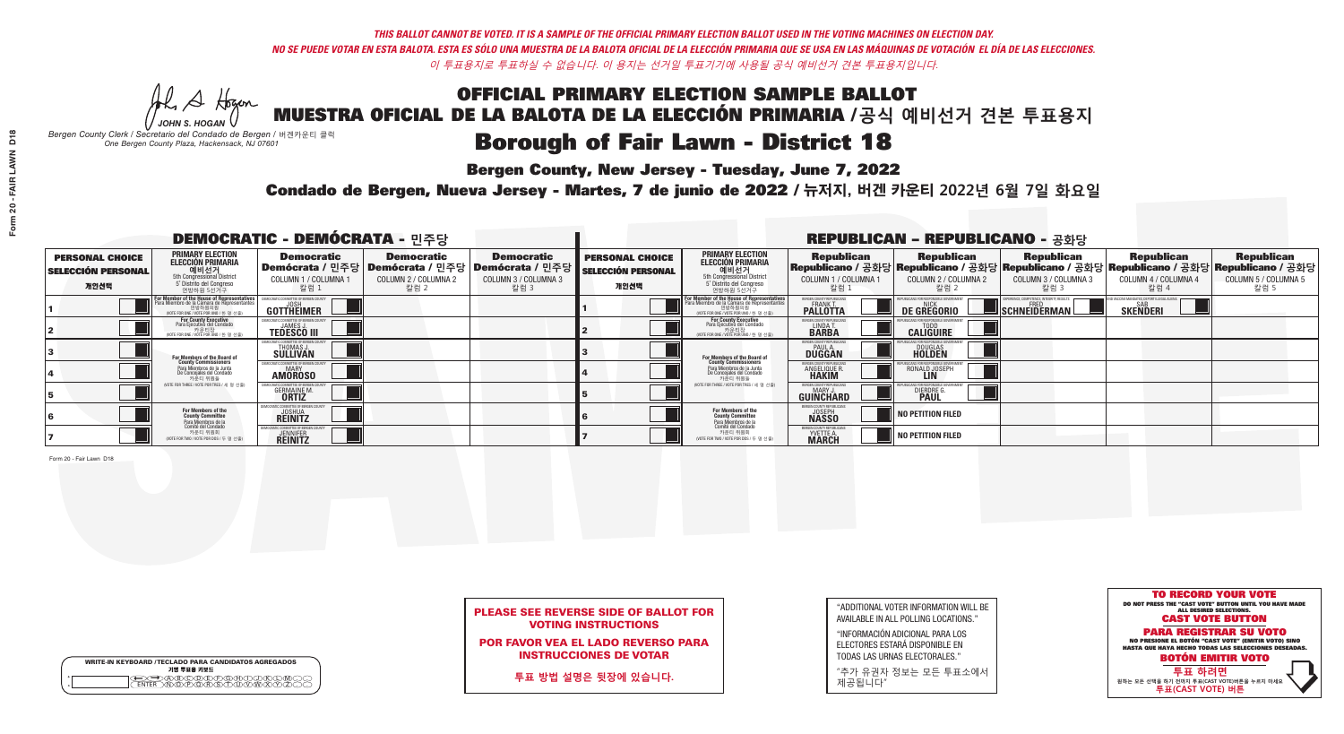*THIS BALLOT CANNOT BE VOTED. IT IS A SAMPLE OF THE OFFICIAL PRIMARY ELECTION BALLOT USED IN THE VOTING MACHINES ON ELECTION DAY.*
*NO SE PUEDE VOTAR EN ESTA BALOTA. ESTA ES SÓLO UNA MUESTRA DE LA BALOTA OFICIAL DE LA ELECCIÓN PRIMARIA QUE SE USA EN LAS MÁQUINAS DE VOTACIÓN EL DÍA DE LAS ELECCIONES.*
*이 투표용지로 투표하실 수 없습니다. 이 용지는 선거일 투표기기에 사용될 공식 예비선거 견본 투표용지입니다.*

JOHN S. HOGAN
*Bergen County Clerk / Secretario del Condado de Bergen / 버겐카운티 클럭*
*One Bergen County Plaza, Hackensack, NJ 07601*

# OFFICIAL PRIMARY ELECTION SAMPLE BALLOT
# MUESTRA OFICIAL DE LA BALOTA DE LA ELECCIÓN PRIMARIA /공식 예비선거 견본 투표용지

## Borough of Fair Lawn - District 18

**Bergen County, New Jersey - Tuesday, June 7, 2022**

**Condado de Bergen, Nueva Jersey - Martes, 7 de junio de 2022 / 뉴저지, 버겐 카운티 2022년 6월 7일 화요일**

### DEMOCRATIC - DEMÓCRATA - 민주당

| PERSONAL CHOICE / SELECCIÓN PERSONAL / 개인선택 | PRIMARY ELECTION / ELECCIÓN PRIMARIA / 예비선거 (5th Congressional District / 5° Distrito del Congreso / 연방하원 5선거구) | Democratic / Demócrata / 민주당 COLUMN 1 / COLUMNA 1 / 칼럼 1 | Democratic / Demócrata / 민주당 COLUMN 2 / COLUMNA 2 / 칼럼 2 | Democratic / Demócrata / 민주당 COLUMN 3 / COLUMNA 3 / 칼럼 3 |
|---|---|---|---|---|
| 1 | For Member of the House of Representatives / Para Miembro de la Cámara de Representantes / 연방하원의원 (VOTE FOR ONE / VOTE POR UNO / 한 명 선출) | JOSH GOTTHEIMER | | |
| 2 | For County Executive / Para Ejecutivo del Condado / 카운티장 (VOTE FOR ONE / VOTE POR UNO / 한 명 선출) | JAMES J. TEDESCO III | | |
| 3 | For Members of the Board of County Commissioners / Para Miembros de la Junta De Concejales del Condado / 카운티 위원들 (VOTE FOR THREE / VOTE POR TRES / 세 명 선출) | THOMAS J. SULLIVAN | | |
| 4 | | MARY AMOROSO | | |
| 5 | | GERMAINE M. ORTIZ | | |
| 6 | For Members of the County Committee / Para Miembros de la Comité del Condado / 카운티 위원들 (VOTE FOR TWO / VOTE POR DOS / 두 명 선출) | JOSHUA REINITZ | | |
| 7 | | JENNIFER REINITZ | | |

### REPUBLICAN - REPUBLICANO - 공화당

| PERSONAL CHOICE / SELECCIÓN PERSONAL / 개인선택 | PRIMARY ELECTION / ELECCIÓN PRIMARIA / 예비선거 (5th Congressional District / 5° Distrito del Congreso / 연방하원 5선거구) | Republican / Republicano / 공화당 COLUMN 1 / COLUMNA 1 / 칼럼 1 | Republican / Republicano / 공화당 COLUMN 2 / COLUMNA 2 / 칼럼 2 | Republican / Republicano / 공화당 COLUMN 3 / COLUMNA 3 / 칼럼 3 | Republican / Republicano / 공화당 COLUMN 4 / COLUMNA 4 / 칼럼 4 | Republican / Republicano / 공화당 COLUMN 5 / COLUMNA 5 / 칼럼 5 |
|---|---|---|---|---|---|---|
| 1 | For Member of the House of Representatives / Para Miembro de la Cámara de Representantes / 연방하원의원 (VOTE FOR ONE / VOTE POR UNO / 한 명 선출) | FRANK T. PALLOTTA | NICK DE GREGORIO | FRED SCHNEIDERMAN | SAB SKENDERI | |
| 2 | For County Executive / Para Ejecutivo del Condado / 카운티장 (VOTE FOR ONE / VOTE POR UNO / 한 명 선출) | LINDA T. BARBA | TODD CALIGUIRE | | | |
| 3 | For Members of the Board of County Commissioners / Para Miembros de la Junta De Concejales del Condado / 카운티 위원들 (VOTE FOR THREE / VOTE POR TRES / 세 명 선출) | PAUL A. DUGGAN | DOUGLAS HOLDEN | | | |
| 4 | | ANGELIQUE R. HAKIM | RONALD JOSEPH LIN | | | |
| 5 | | MARY J. GUINCHARD | DIERDRE G. PAUL | | | |
| 6 | For Members of the County Committee / Para Miembros de la Comité del Condado / 카운티 위원들 (VOTE FOR TWO / VOTE POR DOS / 두 명 선출) | JOSEPH NASSO | NO PETITION FILED | | | |
| 7 | | YVETTE A. MARCH | NO PETITION FILED | | | |

Form 20 - Fair Lawn D18

**PLEASE SEE REVERSE SIDE OF BALLOT FOR VOTING INSTRUCTIONS**

**POR FAVOR VEA EL LADO REVERSO PARA INSTRUCCIONES DE VOTAR**

**투표 방법 설명은 뒷장에 있습니다.**

"ADDITIONAL VOTER INFORMATION WILL BE AVAILABLE IN ALL POLLING LOCATIONS."

"INFORMACIÓN ADICIONAL PARA LOS ELECTORES ESTARÁ DISPONIBLE EN TODAS LAS URNAS ELECTORALES."

"추가 유권자 정보는 모든 투표소에서 제공됩니다"

WRITE-IN KEYBOARD /TECLADO PARA CANDIDATOS AGREGADOS / 기명 투표용 키보드

**TO RECORD YOUR VOTE**
DO NOT PRESS THE "CAST VOTE" BUTTON UNTIL YOU HAVE MADE ALL DESIRED SELECTIONS.
**CAST VOTE BUTTON**

**PARA REGISTRAR SU VOTO**
NO PRESIONE EL BOTÓN "CAST VOTE" (EMITIR VOTO) SINO HASTA QUE HAYA HECHO TODAS LAS SELECCIONES DESEADAS.
**BOTÓN EMITIR VOTO**

**투표 하려면**
원하는 모든 선택을 하기 전까지 투표(CAST VOTE)버튼을 누르지 마세요.
**투표(CAST VOTE) 버튼**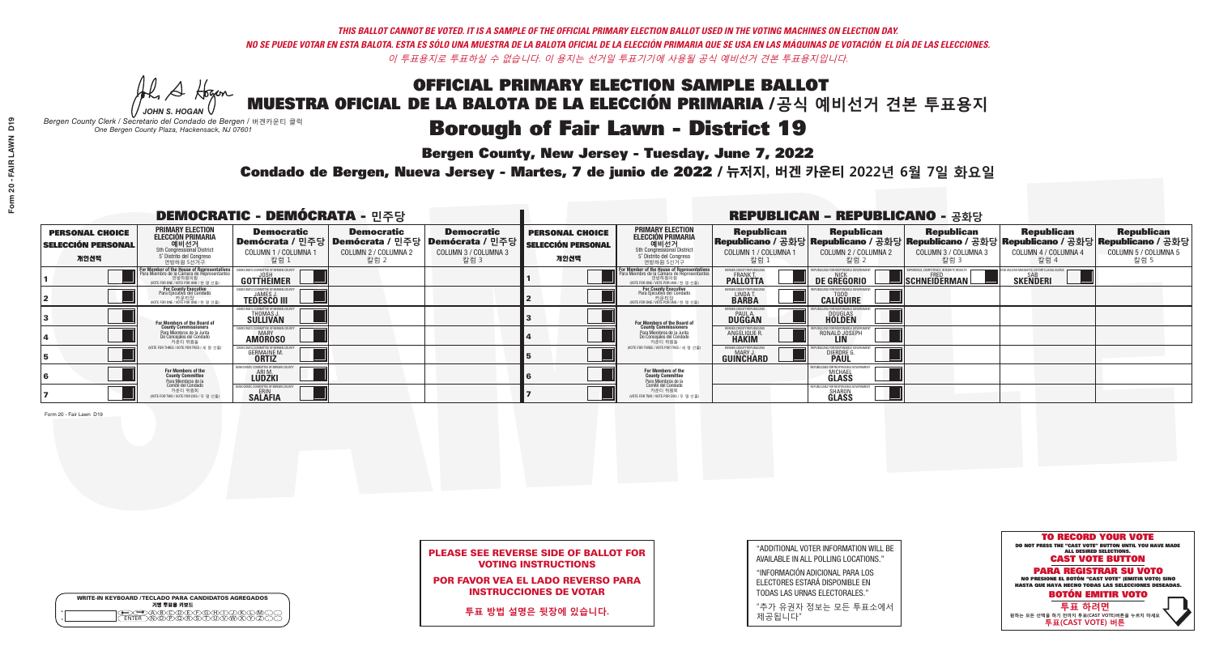*THIS BALLOT CANNOT BE VOTED. IT IS A SAMPLE OF THE OFFICIAL PRIMARY ELECTION BALLOT USED IN THE VOTING MACHINES ON ELECTION DAY.*

*NO SE PUEDE VOTAR EN ESTA BALOTA. ESTA ES SÓLO UNA MUESTRA DE LA BALOTA OFICIAL DE LA ELECCIÓN PRIMARIA QUE SE USA EN LAS MÁQUINAS DE VOTACIÓN EL DÍA DE LAS ELECCIONES.*

*이 투표용지로 투표하실 수 없습니다. 이 용지는 선거일 투표기기에 사용될 공식 예비선거 견본 투표용지입니다.*

JOHN S. HOGAN

*Bergen County Clerk / Secretario del Condado de Bergen / 버겐카운티 클럭*
*One Bergen County Plaza, Hackensack, NJ 07601*

# OFFICIAL PRIMARY ELECTION SAMPLE BALLOT
# MUESTRA OFICIAL DE LA BALOTA DE LA ELECCIÓN PRIMARIA / 공식 예비선거 견본 투표용지

## Borough of Fair Lawn - District 19

**Bergen County, New Jersey - Tuesday, June 7, 2022**

**Condado de Bergen, Nueva Jersey - Martes, 7 de junio de 2022 / 뉴저지, 버겐 카운티 2022년 6월 7일 화요일**

### DEMOCRATIC - DEMÓCRATA - 민주당

| PERSONAL CHOICE / SELECCIÓN PERSONAL / 개인선택 | PRIMARY ELECTION / ELECCIÓN PRIMARIA / 예비선거 | Democratic / Demócrata / 민주당 COLUMN 1 / COLUMNA 1 / 칼럼 1 | Democratic / Demócrata / 민주당 COLUMN 2 / COLUMNA 2 / 칼럼 2 | Democratic / Demócrata / 민주당 COLUMN 3 / COLUMNA 3 / 칼럼 3 |
|---|---|---|---|---|
| 1 | For Member of the House of Representatives / Para Miembro de la Cámara de Representantes / 연방하원의원 (VOTE FOR ONE / VOTE POR UNO / 한 명 선출) | JOSH GOTTHEIMER | | |
| 2 | For County Executive / Para Ejecutivo del Condado / 카운티장 (VOTE FOR ONE / VOTE POR UNO / 한 명 선출) | JAMES J. TEDESCO III | | |
| 3 | For Members of the Board of County Commissioners / Para Miembros de la Junta De Concejales del Condado / 카운티 위원들 (VOTE FOR THREE / VOTE POR TRES / 세 명 선출) | THOMAS J. SULLIVAN | | |
| 4 | | MARY AMOROSO | | |
| 5 | | GERMAINE M. ORTIZ | | |
| 6 | For Members of the County Committee / Para Miembros de la Comité del Condado / 카운티 위원회 (VOTE FOR TWO / VOTE POR DOS / 두 명 선출) | ARI M. LUDZKI | | |
| 7 | | ERIN SALAFIA | | |

### REPUBLICAN - REPUBLICANO - 공화당

| PERSONAL CHOICE / SELECCIÓN PERSONAL / 개인선택 | PRIMARY ELECTION / ELECCIÓN PRIMARIA / 예비선거 | Republican COLUMN 1 | Republican COLUMN 2 | Republican COLUMN 3 | Republican COLUMN 4 | Republican COLUMN 5 |
|---|---|---|---|---|---|---|
| 1 | For Member of the House of Representatives (VOTE FOR ONE) | FRANK T. PALLOTTA | NICK DE GREGORIO | FRED SCHNEIDERMAN | SAB SKENDERI | |
| 2 | For County Executive (VOTE FOR ONE) | LINDA T. BARBA | TODD CALIGUIRE | | | |
| 3 | For Members of the Board of County Commissioners (VOTE FOR THREE) | PAUL A. DUGGAN | DOUGLAS HOLDEN | | | |
| 4 | | ANGELIQUE R. HAKIM | RONALD JOSEPH LIN | | | |
| 5 | | MARY J. GUINCHARD | DIERDRE G. PAUL | | | |
| 6 | For Members of the County Committee (VOTE FOR TWO) | | MICHAEL GLASS | | | |
| 7 | | | SHARON GLASS | | | |

**PLEASE SEE REVERSE SIDE OF BALLOT FOR VOTING INSTRUCTIONS**

**POR FAVOR VEA EL LADO REVERSO PARA INSTRUCCIONES DE VOTAR**

**투표 방법 설명은 뒷장에 있습니다.**

"ADDITIONAL VOTER INFORMATION WILL BE AVAILABLE IN ALL POLLING LOCATIONS."

"INFORMACIÓN ADICIONAL PARA LOS ELECTORES ESTARÁ DISPONIBLE EN TODAS LAS URNAS ELECTORALES."

"추가 유권자 정보는 모든 투표소에서 제공됩니다"

**TO RECORD YOUR VOTE**
DO NOT PRESS THE "CAST VOTE" BUTTON UNTIL YOU HAVE MADE ALL DESIRED SELECTIONS.
**CAST VOTE BUTTON**

**PARA REGISTRAR SU VOTO**
NO PRESIONE EL BOTÓN "CAST VOTE" (EMITIR VOTO) SINO HASTA QUE HAYA HECHO TODAS LAS SELECCIONES DESEADAS.
**BOTÓN EMITIR VOTO**

**투표 하려면**
원하는 모든 선택을 하기 전까지 투표(CAST VOTE)버튼을 누르지 마세요.
**투표(CAST VOTE) 버튼**

WRITE-IN KEYBOARD / TECLADO PARA CANDIDATOS AGREGADOS / 기명 투표용 키보드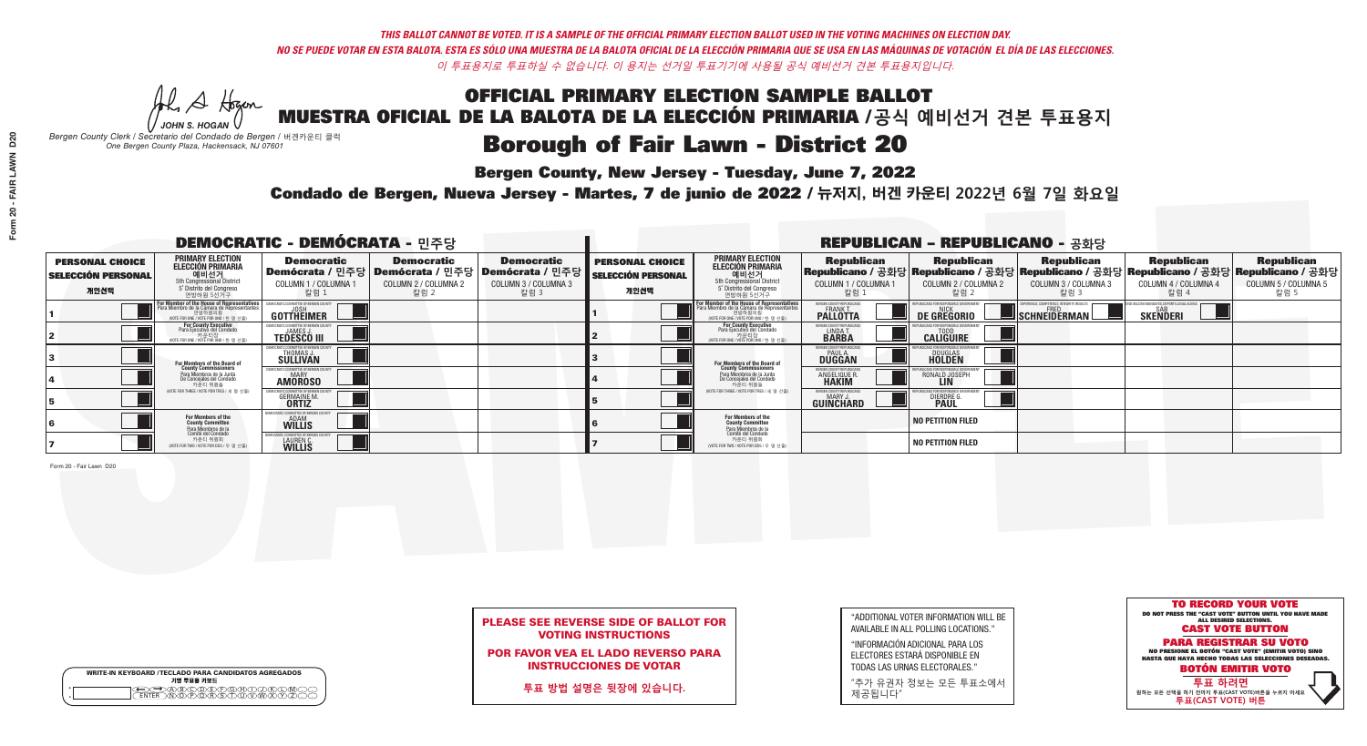*THIS BALLOT CANNOT BE VOTED. IT IS A SAMPLE OF THE OFFICIAL PRIMARY ELECTION BALLOT USED IN THE VOTING MACHINES ON ELECTION DAY.*
*NO SE PUEDE VOTAR EN ESTA BALOTA. ESTA ES SÓLO UNA MUESTRA DE LA BALOTA OFICIAL DE LA ELECCIÓN PRIMARIA QUE SE USA EN LAS MÁQUINAS DE VOTACIÓN EL DÍA DE LAS ELECCIONES.*
*이 투표용지로 투표하실 수 없습니다. 이 용지는 선거일 투표기기에 사용될 공식 예비선거 견본 투표용지입니다.*

JOHN S. HOGAN
*Bergen County Clerk / Secretario del Condado de Bergen / 버겐카운티 클럭*
*One Bergen County Plaza, Hackensack, NJ 07601*

# OFFICIAL PRIMARY ELECTION SAMPLE BALLOT
# MUESTRA OFICIAL DE LA BALOTA DE LA ELECCIÓN PRIMARIA /공식 예비선거 견본 투표용지

## Borough of Fair Lawn - District 20

**Bergen County, New Jersey - Tuesday, June 7, 2022**

**Condado de Bergen, Nueva Jersey - Martes, 7 de junio de 2022 / 뉴저지, 버겐 카운티 2022년 6월 7일 화요일**

### DEMOCRATIC - DEMÓCRATA - 민주당

| PERSONAL CHOICE / SELECCIÓN PERSONAL / 개인선택 | PRIMARY ELECTION / ELECCIÓN PRIMARIA / 예비선거 | Democratic / Demócrata / 민주당 COLUMN 1 / COLUMNA 1 / 칼럼 1 | Democratic / Demócrata / 민주당 COLUMN 2 / COLUMNA 2 / 칼럼 2 | Democratic / Demócrata / 민주당 COLUMN 3 / COLUMNA 3 / 칼럼 3 |
|---|---|---|---|---|
| 1 | For Member of the House of Representatives / Para Miembro de la Cámara de Representantes / 연방하원의원 (5th Congressional District) (VOTE FOR ONE / VOTE POR UNO / 한 명 선출) | JOSH GOTTHEIMER | | |
| 2 | For County Executive / Para Ejecutivo del Condado / 카운티장 (VOTE FOR ONE / VOTE POR UNO / 한 명 선출) | JAMES J. TEDESCO III | | |
| 3 | For Members of the Board of County Commissioners / Para Miembros de la Junta De Concejales del Condado / 카운티 위원들 (VOTE FOR THREE / VOTE POR TRES / 세 명 선출) | THOMAS J. SULLIVAN | | |
| 4 | | MARY AMOROSO | | |
| 5 | | GERMAINE M. ORTIZ | | |
| 6 | For Members of the County Committee / Para Miembros de la Comité del Condado / 카운티 위원회 (VOTE FOR TWO / VOTE POR DOS / 두 명 선출) | ADAM WILLIS | | |
| 7 | | LAUREN C. WILLIS | | |

### REPUBLICAN - REPUBLICANO - 공화당

| PERSONAL CHOICE / SELECCIÓN PERSONAL / 개인선택 | PRIMARY ELECTION / ELECCIÓN PRIMARIA / 예비선거 | Republican / Republicano / 공화당 COLUMN 1 / COLUMNA 1 / 칼럼 1 | Republican / Republicano / 공화당 COLUMN 2 / COLUMNA 2 / 칼럼 2 | Republican / Republicano / 공화당 COLUMN 3 / COLUMNA 3 / 칼럼 3 | Republican / Republicano / 공화당 COLUMN 4 / COLUMNA 4 / 칼럼 4 | Republican / Republicano / 공화당 COLUMN 5 / COLUMNA 5 / 칼럼 5 |
|---|---|---|---|---|---|---|
| 1 | For Member of the House of Representatives / Para Miembro de la Cámara de Representantes / 연방하원의원 (5th Congressional District) (VOTE FOR ONE / VOTE POR UNO / 한 명 선출) | FRANK T. PALLOTTA | NICK DE GREGORIO | FRED SCHNEIDERMAN | SAB SKENDERI | |
| 2 | For County Executive / Para Ejecutivo del Condado / 카운티장 (VOTE FOR ONE / VOTE POR UNO / 한 명 선출) | LINDA T. BARBA | TODD CALIGUIRE | | | |
| 3 | For Members of the Board of County Commissioners / Para Miembros de la Junta De Concejales del Condado / 카운티 위원들 (VOTE FOR THREE / VOTE POR TRES / 세 명 선출) | PAUL A. DUGGAN | DOUGLAS HOLDEN | | | |
| 4 | | ANGELIQUE R. HAKIM | RONALD JOSEPH LIN | | | |
| 5 | | MARY J. GUINCHARD | DIERDRE G. PAUL | | | |
| 6 | For Members of the County Committee / Para Miembros de la Comité del Condado / 카운티 위원회 (VOTE FOR TWO / VOTE POR DOS / 두 명 선출) | | NO PETITION FILED | | | |
| 7 | | | NO PETITION FILED | | | |

Form 20 - Fair Lawn D20

**PLEASE SEE REVERSE SIDE OF BALLOT FOR VOTING INSTRUCTIONS**

**POR FAVOR VEA EL LADO REVERSO PARA INSTRUCCIONES DE VOTAR**

**투표 방법 설명은 뒷장에 있습니다.**

"ADDITIONAL VOTER INFORMATION WILL BE AVAILABLE IN ALL POLLING LOCATIONS."

"INFORMACIÓN ADICIONAL PARA LOS ELECTORES ESTARÁ DISPONIBLE EN TODAS LAS URNAS ELECTORALES."

"추가 유권자 정보는 모든 투표소에서 제공됩니다"

**TO RECORD YOUR VOTE**
DO NOT PRESS THE "CAST VOTE" BUTTON UNTIL YOU HAVE MADE ALL DESIRED SELECTIONS.
**CAST VOTE BUTTON**

**PARA REGISTRAR SU VOTO**
NO PRESIONE EL BOTÓN "CAST VOTE" (EMITIR VOTO) SINO HASTA QUE HAYA HECHO TODAS LAS SELECCIONES DESEADAS.
**BOTÓN EMITIR VOTO**

**투표 하려면**
원하는 모든 선택을 하기 전까지 투표(CAST VOTE)버튼을 누르지 마세요.
**투표(CAST VOTE) 버튼**

WRITE-IN KEYBOARD /TECLADO PARA CANDIDATOS AGREGADOS
기명 투표용 키보드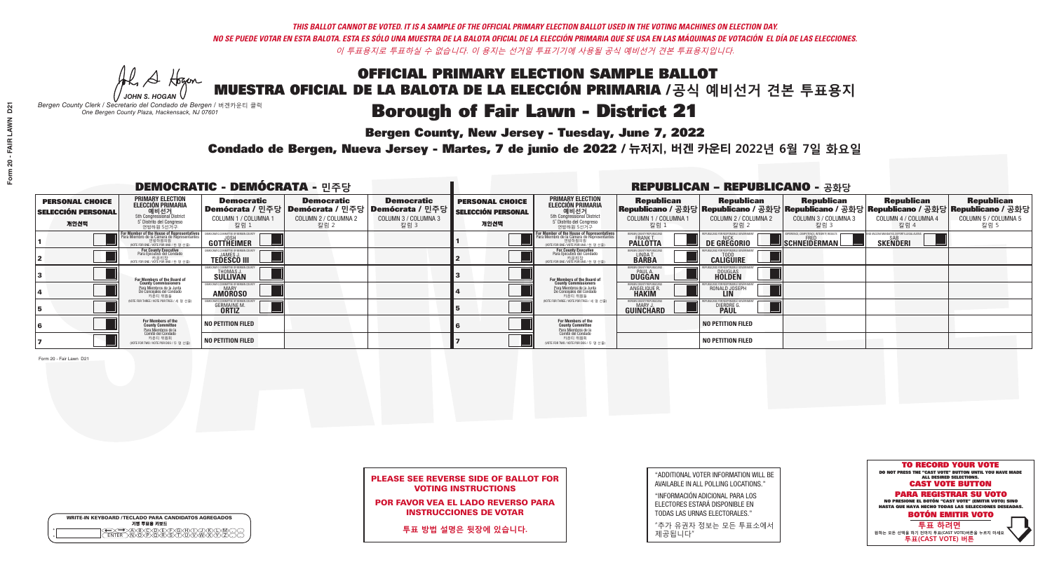*THIS BALLOT CANNOT BE VOTED. IT IS A SAMPLE OF THE OFFICIAL PRIMARY ELECTION BALLOT USED IN THE VOTING MACHINES ON ELECTION DAY.*
*NO SE PUEDE VOTAR EN ESTA BALOTA. ESTA ES SÓLO UNA MUESTRA DE LA BALOTA OFICIAL DE LA ELECCIÓN PRIMARIA QUE SE USA EN LAS MÁQUINAS DE VOTACIÓN EL DÍA DE LAS ELECCIONES.*
*이 투표용지로 투표하실 수 없습니다. 이 용지는 선거일 투표기기에 사용될 공식 예비선거 견본 투표용지입니다.*

JOHN S. HOGAN
*Bergen County Clerk / Secretario del Condado de Bergen / 버겐카운티 클럭*
*One Bergen County Plaza, Hackensack, NJ 07601*

# OFFICIAL PRIMARY ELECTION SAMPLE BALLOT
# MUESTRA OFICIAL DE LA BALOTA DE LA ELECCIÓN PRIMARIA / 공식 예비선거 견본 투표용지
# Borough of Fair Lawn - District 21

**Bergen County, New Jersey - Tuesday, June 7, 2022**

**Condado de Bergen, Nueva Jersey - Martes, 7 de junio de 2022 / 뉴저지, 버겐 카운티 2022년 6월 7일 화요일**

## DEMOCRATIC - DEMÓCRATA - 민주당

| PERSONAL CHOICE / SELECCIÓN PERSONAL / 개인선택 | PRIMARY ELECTION / ELECCIÓN PRIMARIA / 예비선거 | Democratic / Demócrata / 민주당 COLUMN 1 / COLUMNA 1 / 칼럼 1 | Democratic / Demócrata / 민주당 COLUMN 2 / COLUMNA 2 / 칼럼 2 | Democratic / Demócrata / 민주당 COLUMN 3 / COLUMNA 3 / 칼럼 3 |
|---|---|---|---|---|
| 1 | For Member of the House of Representatives / Para Miembro de la Cámara de Representantes / 연방하원의원 (5th Congressional District) (VOTE FOR ONE / VOTE POR UNO / 한 명 선출) | JOSH GOTTHEIMER | | |
| 2 | For County Executive / Para Ejecutivo del Condado / 카운티장 (VOTE FOR ONE / VOTE POR UNO / 한 명 선출) | JAMES J. TEDESCO III | | |
| 3 | For Members of the Board of County Commissioners / Para Miembros de la Junta De Concejales del Condado / 카운티 위원들 (VOTE FOR THREE / VOTE POR TRES / 세 명 선출) | THOMAS J. SULLIVAN | | |
| 4 | | MARY AMOROSO | | |
| 5 | | GERMAINE M. ORTIZ | | |
| 6 | For Members of the County Committee / Para Miembros de la Comité del Condado / 카운티 위원회 (VOTE FOR TWO / VOTE POR DOS / 두 명 선출) | NO PETITION FILED | | |
| 7 | | NO PETITION FILED | | |

## REPUBLICAN - REPUBLICANO - 공화당

| PERSONAL CHOICE / SELECCIÓN PERSONAL / 개인선택 | PRIMARY ELECTION / ELECCIÓN PRIMARIA / 예비선거 | Republican / Republicano / 공화당 COLUMN 1 / COLUMNA 1 / 칼럼 1 | Republican / Republicano / 공화당 COLUMN 2 / COLUMNA 2 / 칼럼 2 | Republican / Republicano / 공화당 COLUMN 3 / COLUMNA 3 / 칼럼 3 | Republican / Republicano / 공화당 COLUMN 4 / COLUMNA 4 / 칼럼 4 | Republican / Republicano / 공화당 COLUMN 5 / COLUMNA 5 / 칼럼 5 |
|---|---|---|---|---|---|---|
| 1 | For Member of the House of Representatives / Para Miembro de la Cámara de Representantes / 연방하원의원 (5th Congressional District) (VOTE FOR ONE / VOTE POR UNO / 한 명 선출) | FRANK T. PALLOTTA | NICK DE GREGORIO | FRED SCHNEIDERMAN | SAB SKENDERI | |
| 2 | For County Executive / Para Ejecutivo del Condado / 카운티장 (VOTE FOR ONE / VOTE POR UNO / 한 명 선출) | LINDA T. BARBA | TODD CALIGUIRE | | | |
| 3 | For Members of the Board of County Commissioners / Para Miembros de la Junta De Concejales del Condado / 카운티 위원들 (VOTE FOR THREE / VOTE POR TRES / 세 명 선출) | PAUL A. DUGGAN | DOUGLAS HOLDEN | | | |
| 4 | | ANGELIQUE R. HAKIM | RONALD JOSEPH LIN | | | |
| 5 | | MARY J. GUINCHARD | DIERDRE G. PAUL | | | |
| 6 | For Members of the County Committee / Para Miembros de la Comité del Condado / 카운티 위원회 (VOTE FOR TWO / VOTE POR DOS / 두 명 선출) | | NO PETITION FILED | | | |
| 7 | | | NO PETITION FILED | | | |

**PLEASE SEE REVERSE SIDE OF BALLOT FOR VOTING INSTRUCTIONS**

**POR FAVOR VEA EL LADO REVERSO PARA INSTRUCCIONES DE VOTAR**

**투표 방법 설명은 뒷장에 있습니다.**

"ADDITIONAL VOTER INFORMATION WILL BE AVAILABLE IN ALL POLLING LOCATIONS."

"INFORMACIÓN ADICIONAL PARA LOS ELECTORES ESTARÁ DISPONIBLE EN TODAS LAS URNAS ELECTORALES."

"추가 유권자 정보는 모든 투표소에서 제공됩니다"

**TO RECORD YOUR VOTE**
DO NOT PRESS THE "CAST VOTE" BUTTON UNTIL YOU HAVE MADE ALL DESIRED SELECTIONS.
**CAST VOTE BUTTON**

**PARA REGISTRAR SU VOTO**
NO PRESIONE EL BOTÓN "CAST VOTE" (EMITIR VOTO) SINO HASTA QUE HAYA HECHO TODAS LAS SELECCIONES DESEADAS.
**BOTÓN EMITIR VOTO**

**투표 하려면**
원하는 모든 선택을 하기 전까지 투표(CAST VOTE)버튼을 누르지 마세요.
**투표(CAST VOTE) 버튼**

WRITE-IN KEYBOARD / TECLADO PARA CANDIDATOS AGREGADOS / 기명 투표용 키보드

Form 20 - Fair Lawn D21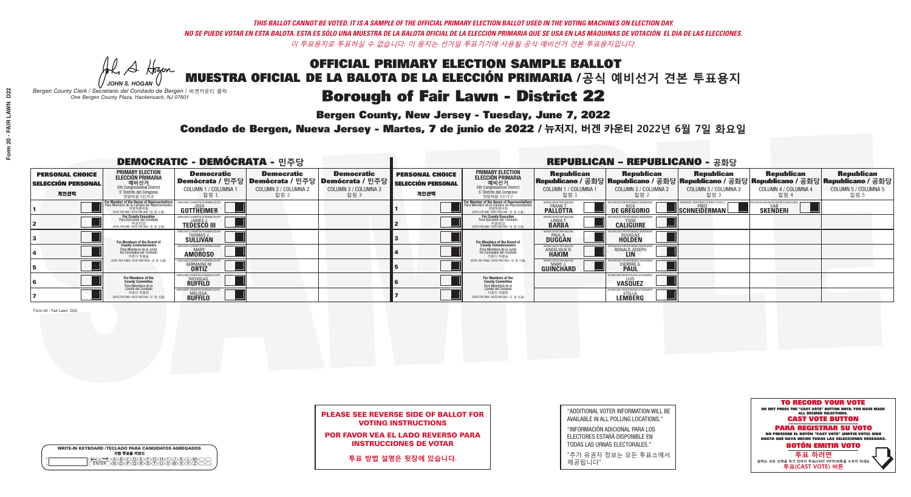*THIS BALLOT CANNOT BE VOTED. IT IS A SAMPLE OF THE OFFICIAL PRIMARY ELECTION BALLOT USED IN THE VOTING MACHINES ON ELECTION DAY.*
*NO SE PUEDE VOTAR EN ESTA BALOTA. ESTA ES SÓLO UNA MUESTRA DE LA BALOTA OFICIAL DE LA ELECCIÓN PRIMARIA QUE SE USA EN LAS MÁQUINAS DE VOTACIÓN EL DÍA DE LAS ELECCIONES.*
*이 투표용지로 투표하실 수 없습니다. 이 용지는 선거일 투표기기에 사용될 공식 예비선거 견본 투표용지입니다.*

JOHN S. HOGAN
*Bergen County Clerk / Secretario del Condado de Bergen / 버겐카운티 클럭*
*One Bergen County Plaza, Hackensack, NJ 07601*

# OFFICIAL PRIMARY ELECTION SAMPLE BALLOT
# MUESTRA OFICIAL DE LA BALOTA DE LA ELECCIÓN PRIMARIA /공식 예비선거 견본 투표용지
# Borough of Fair Lawn - District 22

**Bergen County, New Jersey - Tuesday, June 7, 2022**
**Condado de Bergen, Nueva Jersey - Martes, 7 de junio de 2022 / 뉴저지, 버겐 카운티 2022년 6월 7일 화요일**

## DEMOCRATIC - DEMÓCRATA - 민주당

| PERSONAL CHOICE / SELECCIÓN PERSONAL / 개인선택 | PRIMARY ELECTION / ELECCIÓN PRIMARIA / 예비선거 | Democratic / Demócrata / 민주당 COLUMN 1 / COLUMNA 1 / 칼럼 1 | Democratic / Demócrata / 민주당 COLUMN 2 / COLUMNA 2 / 칼럼 2 | Democratic / Demócrata / 민주당 COLUMN 3 / COLUMNA 3 / 칼럼 3 |
|---|---|---|---|---|
| 1 | For Member of the House of Representatives / Para Miembro de la Cámara de Representantes / 연방하원의원 (5th Congressional District / 5° Distrito del Congreso / 연방하원 5선거구) (VOTE FOR ONE / VOTE POR UNO / 한 명 선출) | JOSH GOTTHEIMER (Democratic Committee of Bergen County) | | |
| 2 | For County Executive / Para Ejecutivo del Condado / 카운티장 (VOTE FOR ONE / VOTE POR UNO / 한 명 선출) | JAMES J. TEDESCO III (Democratic Committee of Bergen County) | | |
| 3 | For Members of the Board of County Commissioners / Para Miembros de la Junta De Concejales del Condado / 카운티 위원들 (VOTE FOR THREE / VOTE POR TRES / 세 명 선출) | THOMAS J. SULLIVAN (Democratic Committee of Bergen County) | | |
| 4 | | MARY AMOROSO (Democratic Committee of Bergen County) | | |
| 5 | | GERMAINE M. ORTIZ (Democratic Committee of Bergen County) | | |
| 6 | For Members of the County Committee / Para Miembros de la Comité del Condado / 카운티 위원회 (VOTE FOR TWO / VOTE POR DOS / 두 명 선출) | NICHOLAS RUFFILO (Democratic Committee of Bergen County) | | |
| 7 | | MELISSA RUFFILO (Democratic Committee of Bergen County) | | |

## REPUBLICAN - REPUBLICANO - 공화당

| PERSONAL CHOICE / SELECCIÓN PERSONAL / 개인선택 | PRIMARY ELECTION / ELECCIÓN PRIMARIA / 예비선거 | Republican / Republicano / 공화당 COLUMN 1 / COLUMNA 1 / 칼럼 1 | Republican / Republicano / 공화당 COLUMN 2 / COLUMNA 2 / 칼럼 2 | Republican / Republicano / 공화당 COLUMN 3 / COLUMNA 3 / 칼럼 3 | Republican / Republicano / 공화당 COLUMN 4 / COLUMNA 4 / 칼럼 4 | Republican / Republicano / 공화당 COLUMN 5 / COLUMNA 5 / 칼럼 5 |
|---|---|---|---|---|---|---|
| 1 | For Member of the House of Representatives / Para Miembro de la Cámara de Representantes / 연방하원의원 (5th Congressional District / 5° Distrito del Congreso / 연방하원 5선거구) (VOTE FOR ONE / VOTE POR UNO / 한 명 선출) | FRANK T. PALLOTTA (Bergen County Republicans) | NICK DE GREGORIO (Republicans for Responsible Government) | FRED SCHNEIDERMAN (Experience, Competence, Integrity, Results) | SAB SKENDERI (Stop Vaccine Mandates, Deport Illegal Aliens) | |
| 2 | For County Executive / Para Ejecutivo del Condado / 카운티장 (VOTE FOR ONE / VOTE POR UNO / 한 명 선출) | LINDA T. BARBA (Bergen County Republicans) | TODD CALIGUIRE (Republicans for Responsible Government) | | | |
| 3 | For Members of the Board of County Commissioners / Para Miembros de la Junta De Concejales del Condado / 카운티 위원들 (VOTE FOR THREE / VOTE POR TRES / 세 명 선출) | PAUL A. DUGGAN (Bergen County Republicans) | DOUGLAS HOLDEN (Republicans for Responsible Government) | | | |
| 4 | | ANGELIQUE R. HAKIM (Bergen County Republicans) | RONALD JOSEPH LIN (Republicans for Responsible Government) | | | |
| 5 | | MARY J. GUINCHARD (Bergen County Republicans) | DIERDRE G. PAUL (Republicans for Responsible Government) | | | |
| 6 | For Members of the County Committee / Para Miembros de la Comité del Condado / 카운티 위원회 (VOTE FOR TWO / VOTE POR DOS / 두 명 선출) | | LUIS VASQUEZ (Republicans for Responsible Government) | | | |
| 7 | | | STELLA LEMBERG (Republicans for Responsible Government) | | | |

Form 20 - Fair Lawn D22

**WRITE-IN KEYBOARD /TECLADO PARA CANDIDATOS AGREGADOS**
**기명 투표용 키보드**

**PLEASE SEE REVERSE SIDE OF BALLOT FOR VOTING INSTRUCTIONS**

**POR FAVOR VEA EL LADO REVERSO PARA INSTRUCCIONES DE VOTAR**

**투표 방법 설명은 뒷장에 있습니다.**

"ADDITIONAL VOTER INFORMATION WILL BE AVAILABLE IN ALL POLLING LOCATIONS."

"INFORMACIÓN ADICIONAL PARA LOS ELECTORES ESTARÁ DISPONIBLE EN TODAS LAS URNAS ELECTORALES."

"추가 유권자 정보는 모든 투표소에서 제공됩니다"

**TO RECORD YOUR VOTE**
DO NOT PRESS THE "CAST VOTE" BUTTON UNTIL YOU HAVE MADE ALL DESIRED SELECTIONS.
**CAST VOTE BUTTON**

**PARA REGISTRAR SU VOTO**
NO PRESIONE EL BOTÓN "CAST VOTE" (EMITIR VOTO) SINO HASTA QUE HAYA HECHO TODAS LAS SELECCIONES DESEADAS.
**BOTÓN EMITIR VOTO**

**투표 하려면**
원하는 모든 선택을 하기 전까지 투표(CAST VOTE)버튼을 누르지 마세요
**투표(CAST VOTE) 버튼**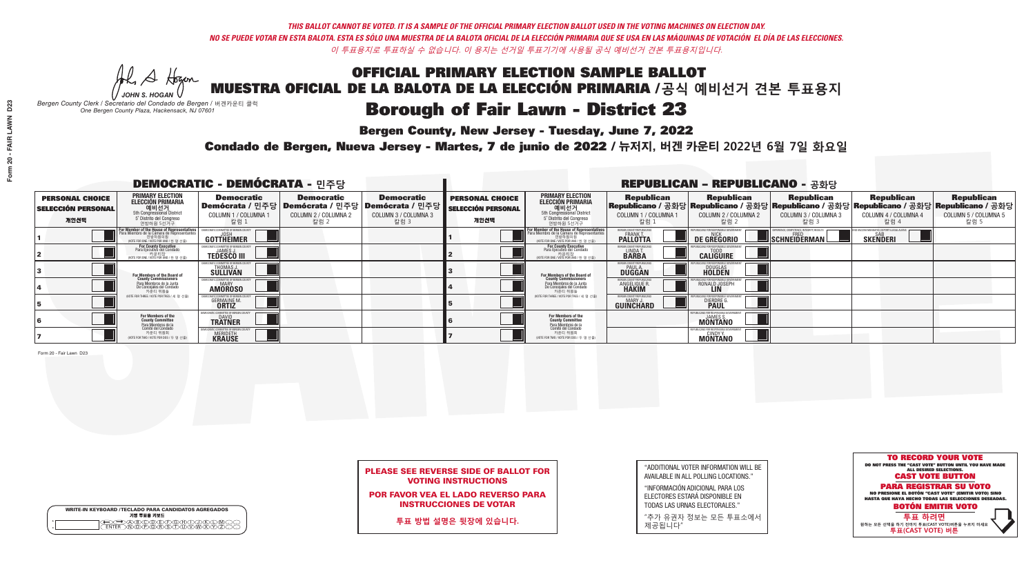*THIS BALLOT CANNOT BE VOTED. IT IS A SAMPLE OF THE OFFICIAL PRIMARY ELECTION BALLOT USED IN THE VOTING MACHINES ON ELECTION DAY.*
*NO SE PUEDE VOTAR EN ESTA BALOTA. ESTA ES SÓLO UNA MUESTRA DE LA BALOTA OFICIAL DE LA ELECCIÓN PRIMARIA QUE SE USA EN LAS MÁQUINAS DE VOTACIÓN EL DÍA DE LAS ELECCIONES.*
*이 투표용지로 투표하실 수 없습니다. 이 용지는 선거일 투표기기에 사용될 공식 예비선거 견본 투표용지입니다.*

JOHN S. HOGAN
*Bergen County Clerk / Secretario del Condado de Bergen / 버겐카운티 클럭*
*One Bergen County Plaza, Hackensack, NJ 07601*

# OFFICIAL PRIMARY ELECTION SAMPLE BALLOT
# MUESTRA OFICIAL DE LA BALOTA DE LA ELECCIÓN PRIMARIA /공식 예비선거 견본 투표용지

## Borough of Fair Lawn - District 23

**Bergen County, New Jersey - Tuesday, June 7, 2022**

**Condado de Bergen, Nueva Jersey - Martes, 7 de junio de 2022 / 뉴저지, 버겐 카운티 2022년 6월 7일 화요일**

### DEMOCRATIC - DEMÓCRATA - 민주당

| PERSONAL CHOICE / SELECCIÓN PERSONAL / 개인선택 | PRIMARY ELECTION / ELECCIÓN PRIMARIA / 예비선거 / 5th Congressional District / 5° Distrito del Congreso / 연방하원 5선거구 | Democratic / Demócrata / 민주당 COLUMN 1 / COLUMNA 1 / 칼럼 1 | Democratic / Demócrata / 민주당 COLUMN 2 / COLUMNA 2 / 칼럼 2 | Democratic / Demócrata / 민주당 COLUMN 3 / COLUMNA 3 / 칼럼 3 |
|---|---|---|---|---|
| 1 | For Member of the House of Representatives / Para Miembro de la Cámara de Representantes / 연방하원의원 (VOTE FOR ONE / VOTE POR UNO / 한 명 선출) | DEMOCRATIC COMMITTEE OF BERGEN COUNTY JOSH GOTTHEIMER | | |
| 2 | For County Executive / Para Ejecutivo del Condado / 카운티장 (VOTE FOR ONE / VOTE POR UNO / 한 명 선출) | DEMOCRATIC COMMITTEE OF BERGEN COUNTY JAMES J. TEDESCO III | | |
| 3 | For Members of the Board of County Commissioners / Para Miembros de la Junta De Concejales del Condado / 카운티 위원들 (VOTE FOR THREE / VOTE POR TRES / 세 명 선출) | DEMOCRATIC COMMITTEE OF BERGEN COUNTY THOMAS J. SULLIVAN | | |
| 4 | | DEMOCRATIC COMMITTEE OF BERGEN COUNTY MARY AMOROSO | | |
| 5 | | DEMOCRATIC COMMITTEE OF BERGEN COUNTY GERMAINE M. ORTIZ | | |
| 6 | For Members of the County Committee / Para Miembros de la Comité del Condado / 카운티 위원회 (VOTE FOR TWO / VOTE POR DOS / 두 명 선출) | DEMOCRATIC COMMITTEE OF BERGEN COUNTY DAVID TRATNER | | |
| 7 | | DEMOCRATIC COMMITTEE OF BERGEN COUNTY MERIDETH KRAUSE | | |

### REPUBLICAN - REPUBLICANO - 공화당

| PERSONAL CHOICE / SELECCIÓN PERSONAL / 개인선택 | PRIMARY ELECTION / ELECCIÓN PRIMARIA / 예비선거 / 5th Congressional District / 5° Distrito del Congreso / 연방하원 5선거구 | Republican / Republicano / 공화당 COLUMN 1 / COLUMNA 1 / 칼럼 1 | Republican / Republicano / 공화당 COLUMN 2 / COLUMNA 2 / 칼럼 2 | Republican / Republicano / 공화당 COLUMN 3 / COLUMNA 3 / 칼럼 3 | Republican / Republicano / 공화당 COLUMN 4 / COLUMNA 4 / 칼럼 4 | Republican / Republicano / 공화당 COLUMN 5 / COLUMNA 5 / 칼럼 5 |
|---|---|---|---|---|---|---|
| 1 | For Member of the House of Representatives / Para Miembro de la Cámara de Representantes / 연방하원의원 (VOTE FOR ONE / VOTE POR UNO / 한 명 선출) | BERGEN COUNTY REPUBLICANS FRANK T. PALLOTTA | REPUBLICANS FOR RESPONSIBLE GOVERNMENT NICK DE GREGORIO | EXPERIENCE, COMPETENCE, INTEGRITY, RESULTS FRED SCHNEIDERMAN | FOR VACCINE MANDATES, DEPORTATION & ABORTION SAB SKENDERI | |
| 2 | For County Executive / Para Ejecutivo del Condado / 카운티장 (VOTE FOR ONE / VOTE POR UNO / 한 명 선출) | BERGEN COUNTY REPUBLICANS LINDA T. BARBA | REPUBLICANS FOR RESPONSIBLE GOVERNMENT TODD CALIGUIRE | | | |
| 3 | For Members of the Board of County Commissioners / Para Miembros de la Junta De Concejales del Condado / 카운티 위원들 (VOTE FOR THREE / VOTE POR TRES / 세 명 선출) | BERGEN COUNTY REPUBLICANS PAUL A. DUGGAN | REPUBLICANS FOR RESPONSIBLE GOVERNMENT DOUGLAS HOLDEN | | | |
| 4 | | BERGEN COUNTY REPUBLICANS ANGELIQUE R. HAKIM | REPUBLICANS FOR RESPONSIBLE GOVERNMENT RONALD JOSEPH LIN | | | |
| 5 | | BERGEN COUNTY REPUBLICANS MARY J. GUINCHARD | REPUBLICANS FOR RESPONSIBLE GOVERNMENT DIERDRE G. PAUL | | | |
| 6 | For Members of the County Committee / Para Miembros de la Comité del Condado / 카운티 위원회 (VOTE FOR TWO / VOTE POR DOS / 두 명 선출) | | REPUBLICANS FOR RESPONSIBLE GOVERNMENT JAMES S. MONTANO | | | |
| 7 | | | REPUBLICANS FOR RESPONSIBLE GOVERNMENT CINDY Y. MONTANO | | | |

Form 20 - Fair Lawn D23

WRITE-IN KEYBOARD /TECLADO PARA CANDIDATOS AGREGADOS / 기명 투표용 키보드

**PLEASE SEE REVERSE SIDE OF BALLOT FOR VOTING INSTRUCTIONS**

**POR FAVOR VEA EL LADO REVERSO PARA INSTRUCCIONES DE VOTAR**

**투표 방법 설명은 뒷장에 있습니다.**

"ADDITIONAL VOTER INFORMATION WILL BE AVAILABLE IN ALL POLLING LOCATIONS."

"INFORMACIÓN ADICIONAL PARA LOS ELECTORES ESTARÁ DISPONIBLE EN TODAS LAS URNAS ELECTORALES."

"추가 유권자 정보는 모든 투표소에서 제공됩니다"

**TO RECORD YOUR VOTE**
DO NOT PRESS THE "CAST VOTE" BUTTON UNTIL YOU HAVE MADE ALL DESIRED SELECTIONS.
**CAST VOTE BUTTON**

**PARA REGISTRAR SU VOTO**
NO PRESIONE EL BOTÓN "CAST VOTE" (EMITIR VOTO) SINO HASTA QUE HAYA HECHO TODAS LAS SELECCIONES DESEADAS.
**BOTÓN EMITIR VOTO**

**투표 하려면**
원하는 모든 선택을 하기 전까지 투표(CAST VOTE)버튼을 누르지 마세요
**투표(CAST VOTE) 버튼**